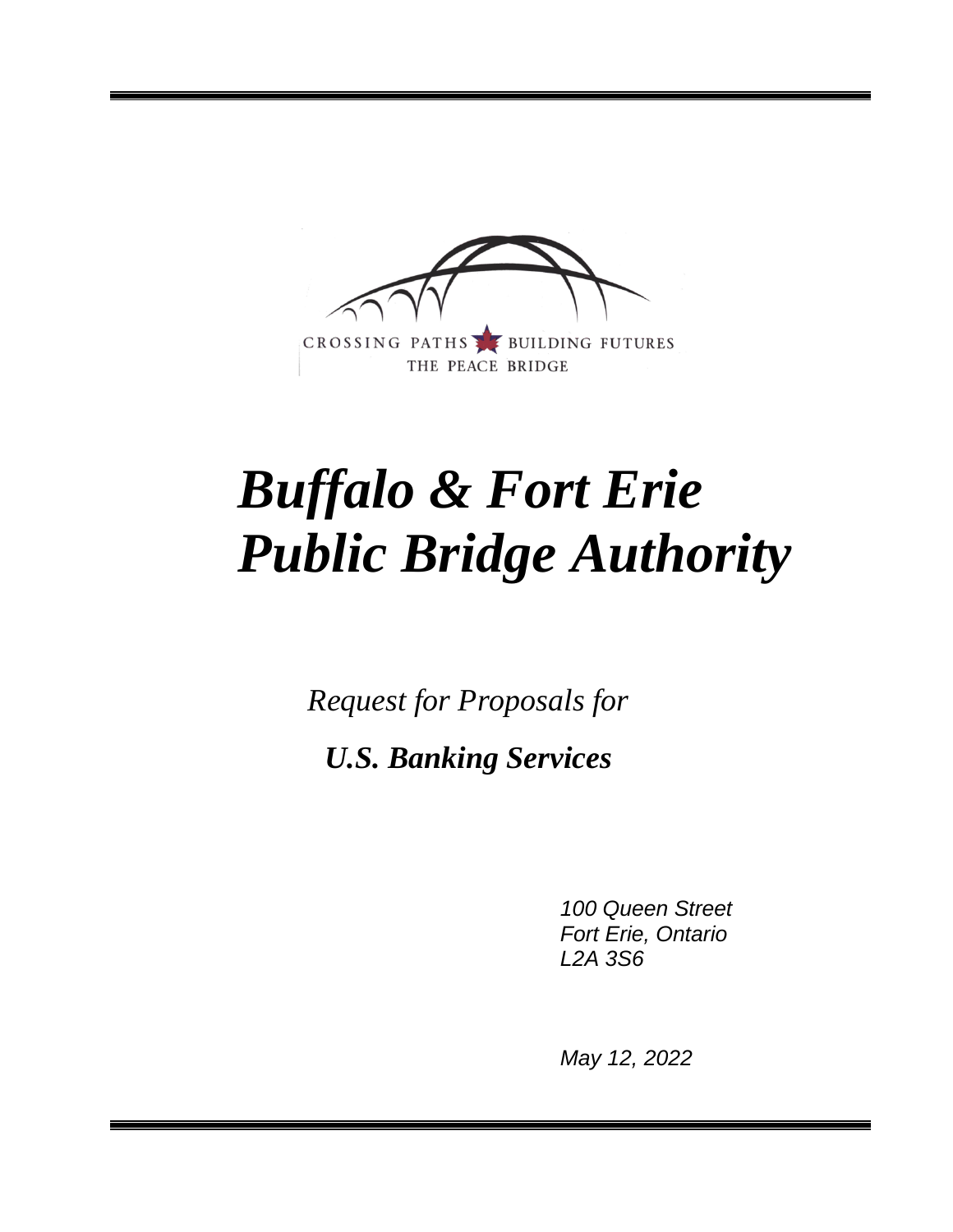CROSSING PATHS BUILDING FUTURES
THE PEACE BRIDGE

# *Buffalo & Fort Erie Public Bridge Authority*

*Request for Proposals for*

***U.S. Banking Services***

*100 Queen Street*
*Fort Erie, Ontario*
*L2A 3S6*

*May 12, 2022*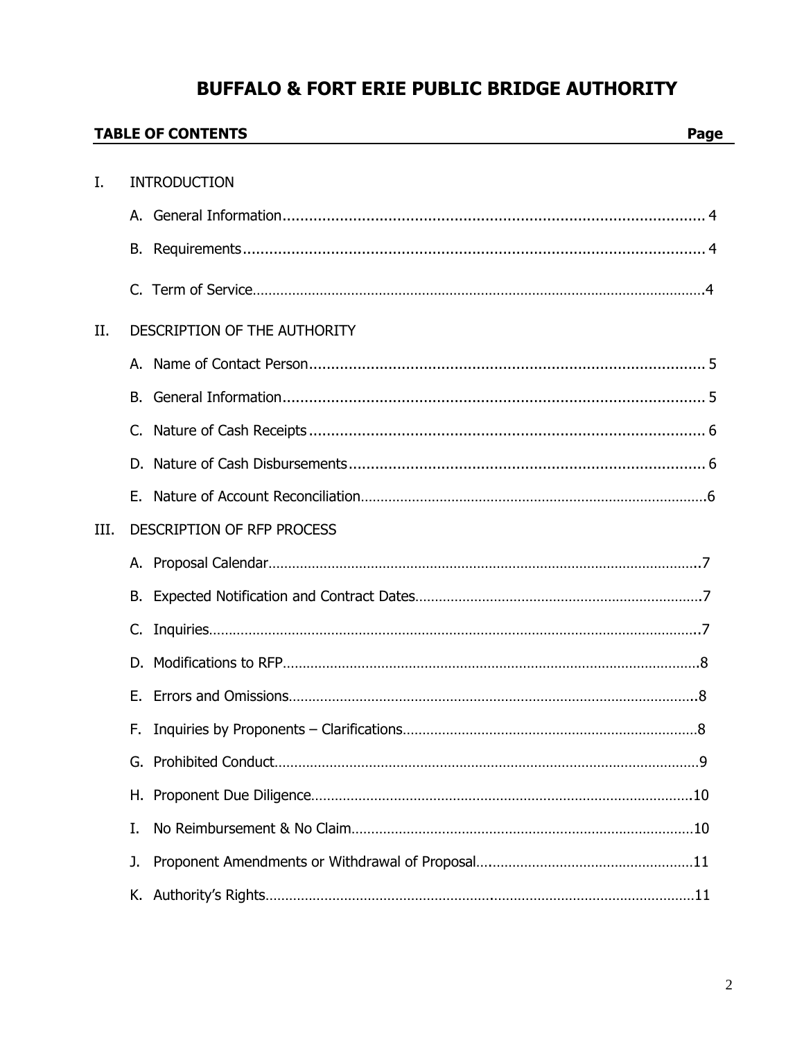# BUFFALO & FORT ERIE PUBLIC BRIDGE AUTHORITY

| **TABLE OF CONTENTS** | **Page** |
|---|---|
| I. INTRODUCTION | |
| A. General Information | 4 |
| B. Requirements | 4 |
| C. Term of Service | 4 |
| II. DESCRIPTION OF THE AUTHORITY | |
| A. Name of Contact Person | 5 |
| B. General Information | 5 |
| C. Nature of Cash Receipts | 6 |
| D. Nature of Cash Disbursements | 6 |
| E. Nature of Account Reconciliation | 6 |
| III. DESCRIPTION OF RFP PROCESS | |
| A. Proposal Calendar | 7 |
| B. Expected Notification and Contract Dates | 7 |
| C. Inquiries | 7 |
| D. Modifications to RFP | 8 |
| E. Errors and Omissions | 8 |
| F. Inquiries by Proponents – Clarifications | 8 |
| G. Prohibited Conduct | 9 |
| H. Proponent Due Diligence | 10 |
| I. No Reimbursement & No Claim | 10 |
| J. Proponent Amendments or Withdrawal of Proposal | 11 |
| K. Authority's Rights | 11 |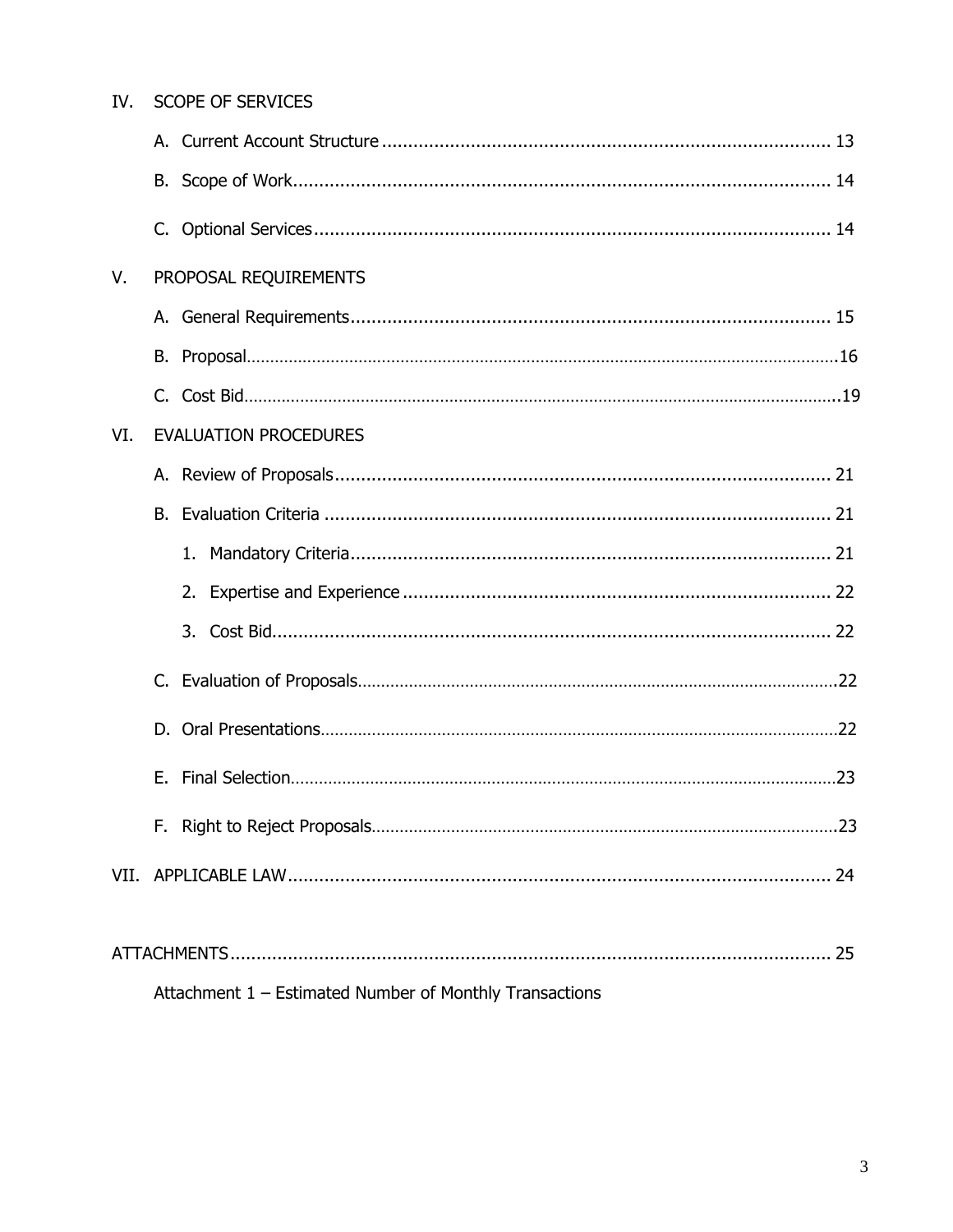IV. SCOPE OF SERVICES

- A. Current Account Structure ..................................................................................... 13
- B. Scope of Work........................................................................................................ 14
- C. Optional Services................................................................................................... 14

V. PROPOSAL REQUIREMENTS

- A. General Requirements............................................................................................ 15
- B. Proposal.................................................................................................................16
- C. Cost Bid..................................................................................................................19

VI. EVALUATION PROCEDURES

- A. Review of Proposals............................................................................................... 21
- B. Evaluation Criteria ................................................................................................. 21
  1. Mandatory Criteria............................................................................................ 21
  2. Expertise and Experience .................................................................................. 22
  3. Cost Bid............................................................................................................ 22
- C. Evaluation of Proposals...........................................................................................22
- D. Oral Presentations..................................................................................................22
- E. Final Selection........................................................................................................23
- F. Right to Reject Proposals.........................................................................................23

VII. APPLICABLE LAW......................................................................................................... 24

ATTACHMENTS.................................................................................................................. 25

Attachment 1 – Estimated Number of Monthly Transactions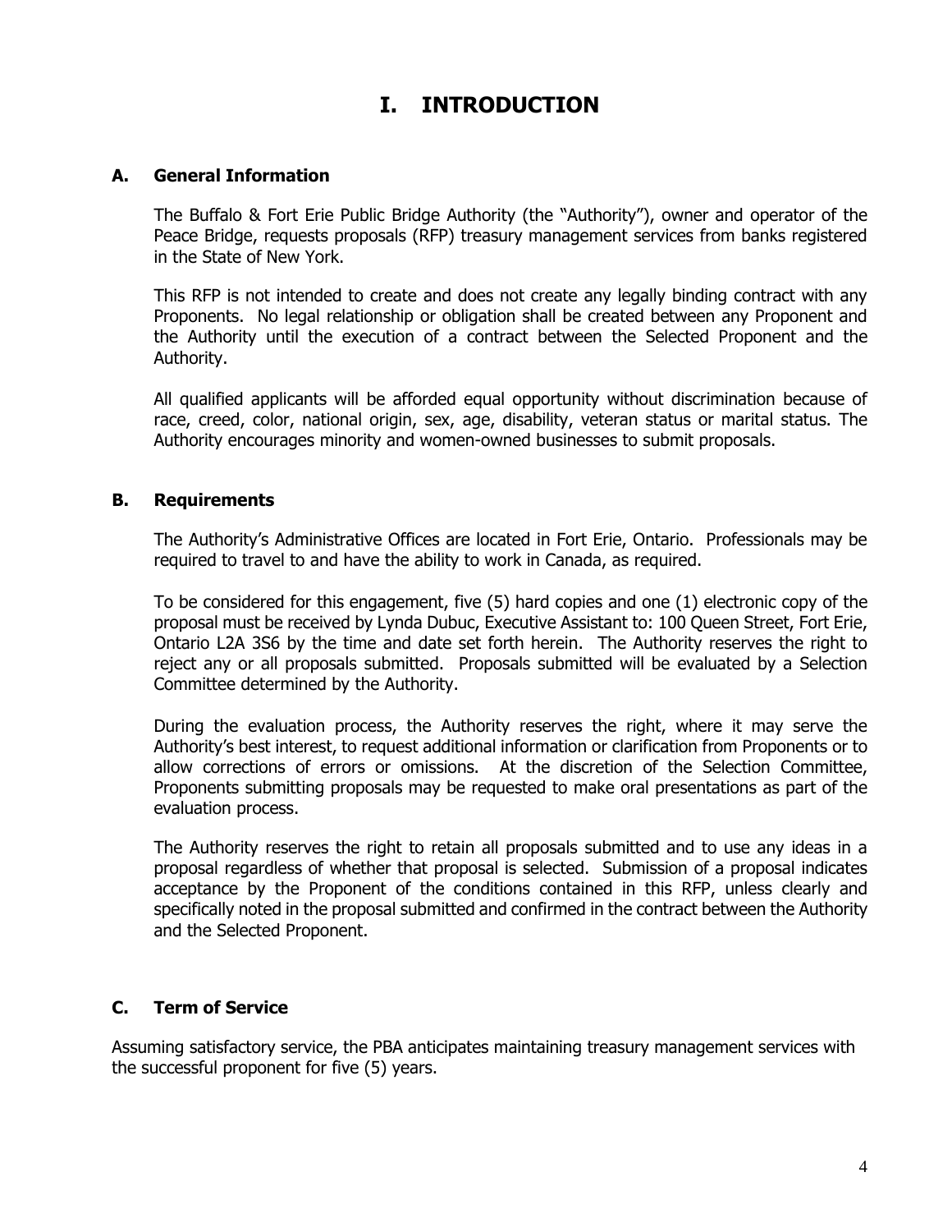# I. INTRODUCTION

## A. General Information

The Buffalo & Fort Erie Public Bridge Authority (the "Authority"), owner and operator of the Peace Bridge, requests proposals (RFP) treasury management services from banks registered in the State of New York.

This RFP is not intended to create and does not create any legally binding contract with any Proponents. No legal relationship or obligation shall be created between any Proponent and the Authority until the execution of a contract between the Selected Proponent and the Authority.

All qualified applicants will be afforded equal opportunity without discrimination because of race, creed, color, national origin, sex, age, disability, veteran status or marital status. The Authority encourages minority and women-owned businesses to submit proposals.

## B. Requirements

The Authority's Administrative Offices are located in Fort Erie, Ontario. Professionals may be required to travel to and have the ability to work in Canada, as required.

To be considered for this engagement, five (5) hard copies and one (1) electronic copy of the proposal must be received by Lynda Dubuc, Executive Assistant to: 100 Queen Street, Fort Erie, Ontario L2A 3S6 by the time and date set forth herein. The Authority reserves the right to reject any or all proposals submitted. Proposals submitted will be evaluated by a Selection Committee determined by the Authority.

During the evaluation process, the Authority reserves the right, where it may serve the Authority's best interest, to request additional information or clarification from Proponents or to allow corrections of errors or omissions. At the discretion of the Selection Committee, Proponents submitting proposals may be requested to make oral presentations as part of the evaluation process.

The Authority reserves the right to retain all proposals submitted and to use any ideas in a proposal regardless of whether that proposal is selected. Submission of a proposal indicates acceptance by the Proponent of the conditions contained in this RFP, unless clearly and specifically noted in the proposal submitted and confirmed in the contract between the Authority and the Selected Proponent.

## C. Term of Service

Assuming satisfactory service, the PBA anticipates maintaining treasury management services with the successful proponent for five (5) years.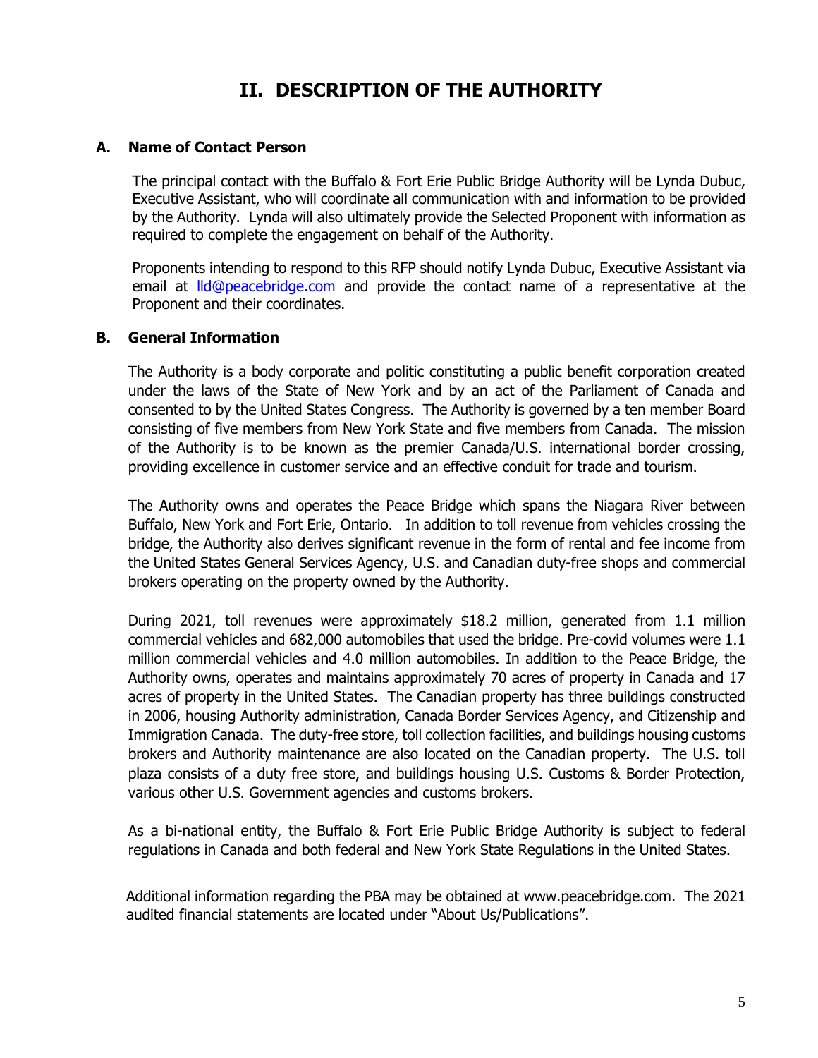# II. DESCRIPTION OF THE AUTHORITY

### A. Name of Contact Person

The principal contact with the Buffalo & Fort Erie Public Bridge Authority will be Lynda Dubuc, Executive Assistant, who will coordinate all communication with and information to be provided by the Authority. Lynda will also ultimately provide the Selected Proponent with information as required to complete the engagement on behalf of the Authority.

Proponents intending to respond to this RFP should notify Lynda Dubuc, Executive Assistant via email at lld@peacebridge.com and provide the contact name of a representative at the Proponent and their coordinates.

### B. General Information

The Authority is a body corporate and politic constituting a public benefit corporation created under the laws of the State of New York and by an act of the Parliament of Canada and consented to by the United States Congress. The Authority is governed by a ten member Board consisting of five members from New York State and five members from Canada. The mission of the Authority is to be known as the premier Canada/U.S. international border crossing, providing excellence in customer service and an effective conduit for trade and tourism.

The Authority owns and operates the Peace Bridge which spans the Niagara River between Buffalo, New York and Fort Erie, Ontario. In addition to toll revenue from vehicles crossing the bridge, the Authority also derives significant revenue in the form of rental and fee income from the United States General Services Agency, U.S. and Canadian duty-free shops and commercial brokers operating on the property owned by the Authority.

During 2021, toll revenues were approximately $18.2 million, generated from 1.1 million commercial vehicles and 682,000 automobiles that used the bridge. Pre-covid volumes were 1.1 million commercial vehicles and 4.0 million automobiles. In addition to the Peace Bridge, the Authority owns, operates and maintains approximately 70 acres of property in Canada and 17 acres of property in the United States. The Canadian property has three buildings constructed in 2006, housing Authority administration, Canada Border Services Agency, and Citizenship and Immigration Canada. The duty-free store, toll collection facilities, and buildings housing customs brokers and Authority maintenance are also located on the Canadian property. The U.S. toll plaza consists of a duty free store, and buildings housing U.S. Customs & Border Protection, various other U.S. Government agencies and customs brokers.

As a bi-national entity, the Buffalo & Fort Erie Public Bridge Authority is subject to federal regulations in Canada and both federal and New York State Regulations in the United States.

Additional information regarding the PBA may be obtained at www.peacebridge.com. The 2021 audited financial statements are located under "About Us/Publications".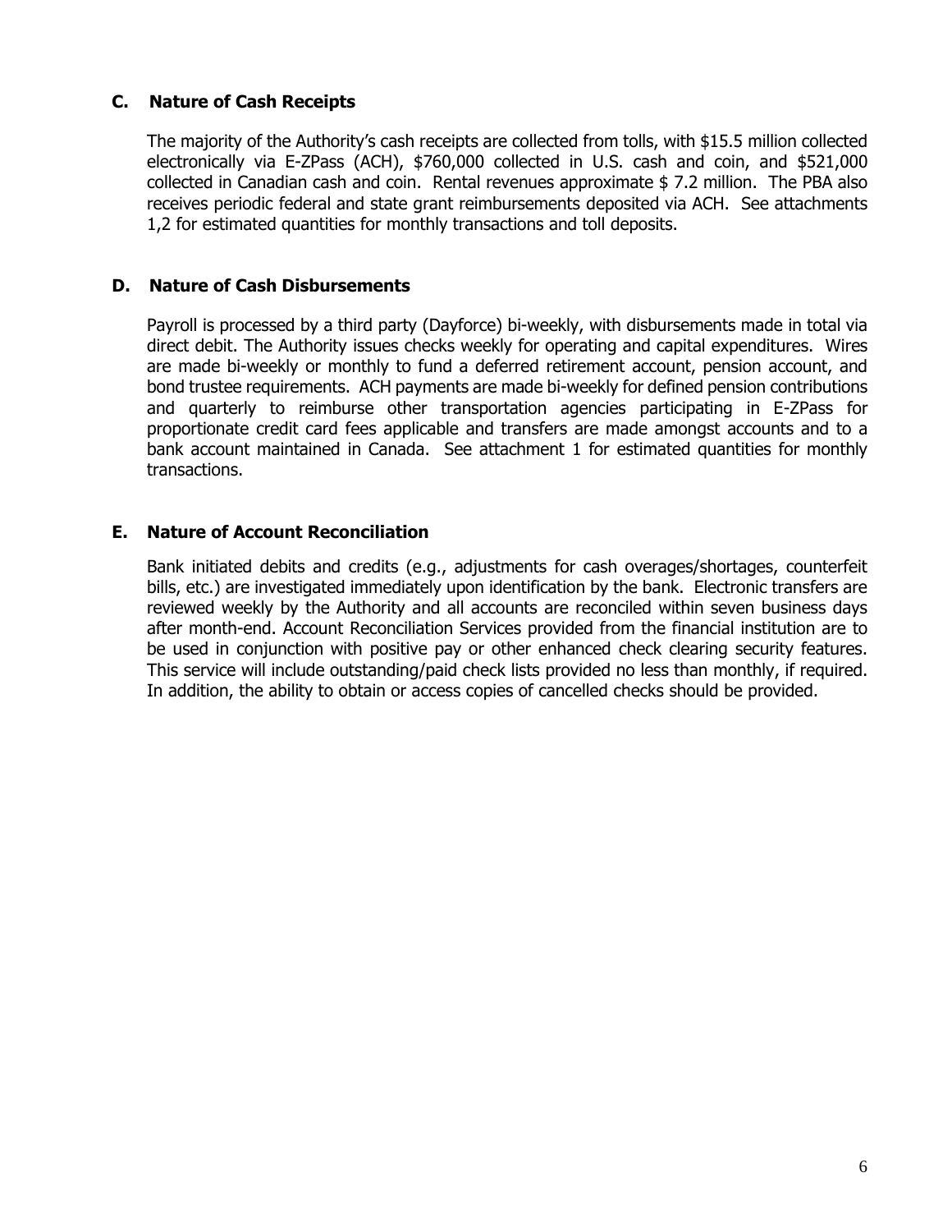## C. Nature of Cash Receipts

The majority of the Authority's cash receipts are collected from tolls, with $15.5 million collected electronically via E-ZPass (ACH), $760,000 collected in U.S. cash and coin, and $521,000 collected in Canadian cash and coin. Rental revenues approximate $ 7.2 million. The PBA also receives periodic federal and state grant reimbursements deposited via ACH. See attachments 1,2 for estimated quantities for monthly transactions and toll deposits.

## D. Nature of Cash Disbursements

Payroll is processed by a third party (Dayforce) bi-weekly, with disbursements made in total via direct debit. The Authority issues checks weekly for operating and capital expenditures. Wires are made bi-weekly or monthly to fund a deferred retirement account, pension account, and bond trustee requirements. ACH payments are made bi-weekly for defined pension contributions and quarterly to reimburse other transportation agencies participating in E-ZPass for proportionate credit card fees applicable and transfers are made amongst accounts and to a bank account maintained in Canada. See attachment 1 for estimated quantities for monthly transactions.

## E. Nature of Account Reconciliation

Bank initiated debits and credits (e.g., adjustments for cash overages/shortages, counterfeit bills, etc.) are investigated immediately upon identification by the bank. Electronic transfers are reviewed weekly by the Authority and all accounts are reconciled within seven business days after month-end. Account Reconciliation Services provided from the financial institution are to be used in conjunction with positive pay or other enhanced check clearing security features. This service will include outstanding/paid check lists provided no less than monthly, if required. In addition, the ability to obtain or access copies of cancelled checks should be provided.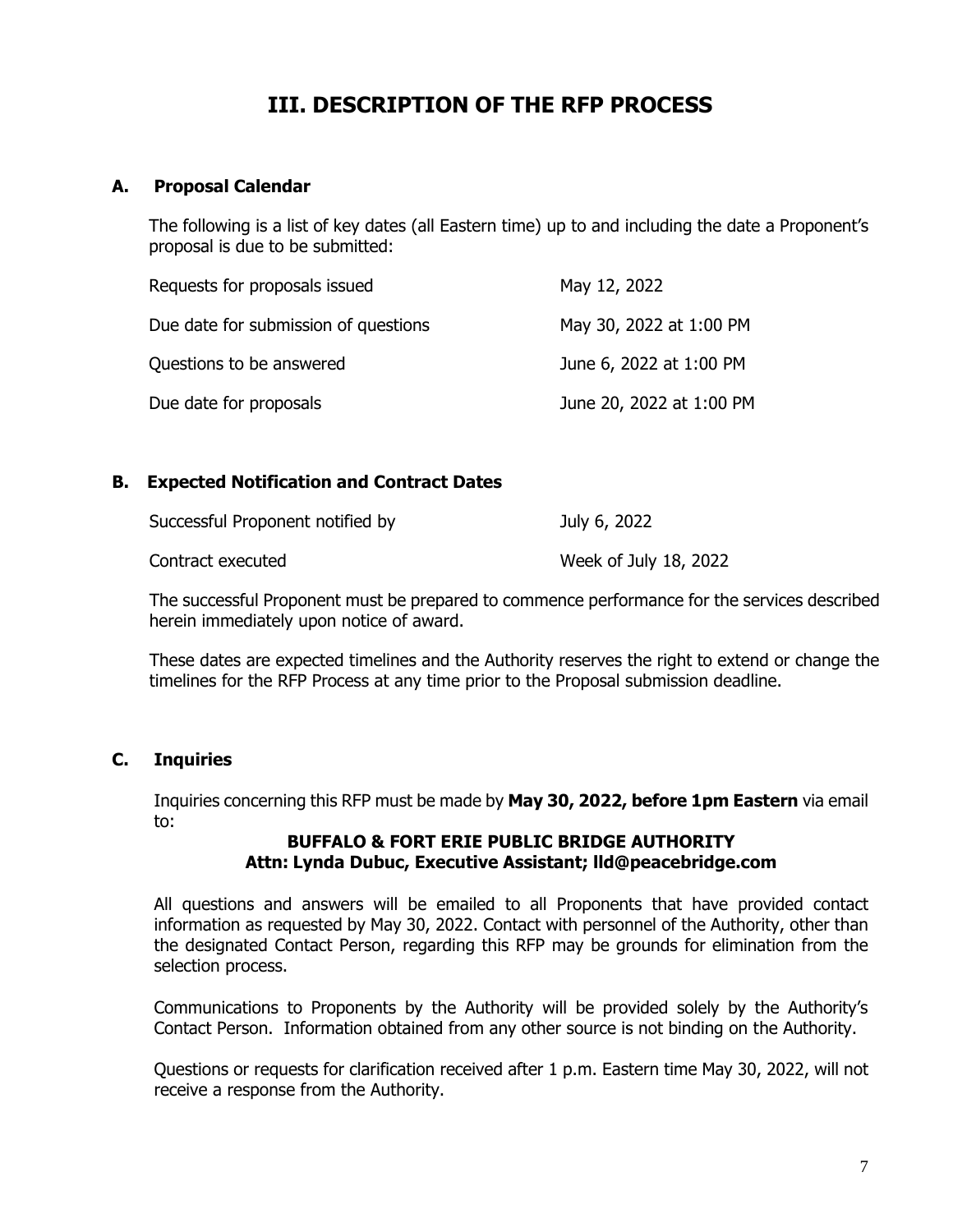# III. DESCRIPTION OF THE RFP PROCESS

## A. Proposal Calendar

The following is a list of key dates (all Eastern time) up to and including the date a Proponent's proposal is due to be submitted:

| | |
|---|---|
| Requests for proposals issued | May 12, 2022 |
| Due date for submission of questions | May 30, 2022 at 1:00 PM |
| Questions to be answered | June 6, 2022 at 1:00 PM |
| Due date for proposals | June 20, 2022 at 1:00 PM |

## B. Expected Notification and Contract Dates

| | |
|---|---|
| Successful Proponent notified by | July 6, 2022 |
| Contract executed | Week of July 18, 2022 |

The successful Proponent must be prepared to commence performance for the services described herein immediately upon notice of award.

These dates are expected timelines and the Authority reserves the right to extend or change the timelines for the RFP Process at any time prior to the Proposal submission deadline.

## C. Inquiries

Inquiries concerning this RFP must be made by **May 30, 2022, before 1pm Eastern** via email to:

**BUFFALO & FORT ERIE PUBLIC BRIDGE AUTHORITY**
**Attn: Lynda Dubuc, Executive Assistant; lld@peacebridge.com**

All questions and answers will be emailed to all Proponents that have provided contact information as requested by May 30, 2022. Contact with personnel of the Authority, other than the designated Contact Person, regarding this RFP may be grounds for elimination from the selection process.

Communications to Proponents by the Authority will be provided solely by the Authority's Contact Person. Information obtained from any other source is not binding on the Authority.

Questions or requests for clarification received after 1 p.m. Eastern time May 30, 2022, will not receive a response from the Authority.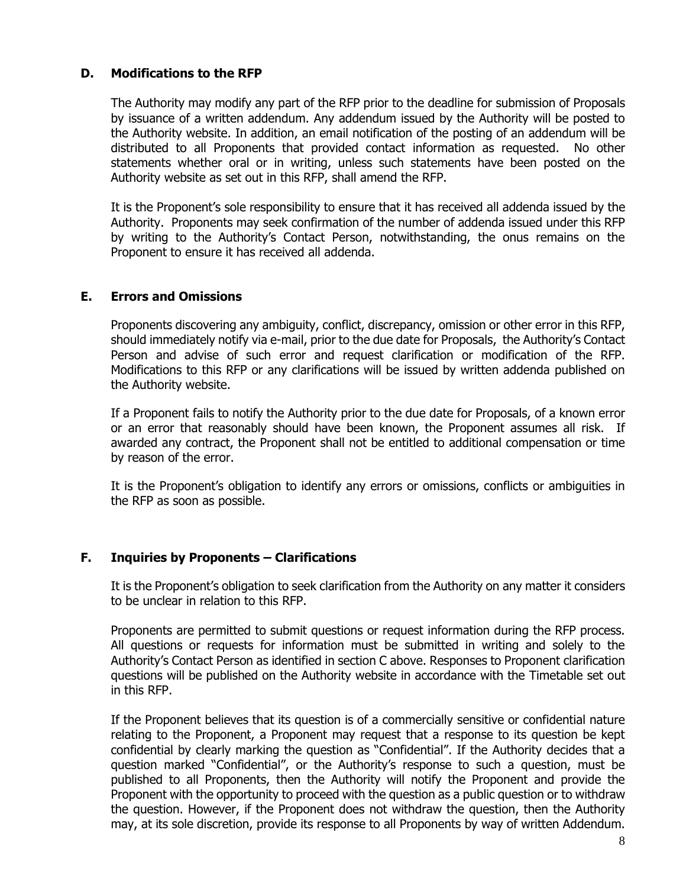## D. Modifications to the RFP

The Authority may modify any part of the RFP prior to the deadline for submission of Proposals by issuance of a written addendum. Any addendum issued by the Authority will be posted to the Authority website. In addition, an email notification of the posting of an addendum will be distributed to all Proponents that provided contact information as requested. No other statements whether oral or in writing, unless such statements have been posted on the Authority website as set out in this RFP, shall amend the RFP.

It is the Proponent's sole responsibility to ensure that it has received all addenda issued by the Authority. Proponents may seek confirmation of the number of addenda issued under this RFP by writing to the Authority's Contact Person, notwithstanding, the onus remains on the Proponent to ensure it has received all addenda.

## E. Errors and Omissions

Proponents discovering any ambiguity, conflict, discrepancy, omission or other error in this RFP, should immediately notify via e-mail, prior to the due date for Proposals, the Authority's Contact Person and advise of such error and request clarification or modification of the RFP. Modifications to this RFP or any clarifications will be issued by written addenda published on the Authority website.

If a Proponent fails to notify the Authority prior to the due date for Proposals, of a known error or an error that reasonably should have been known, the Proponent assumes all risk. If awarded any contract, the Proponent shall not be entitled to additional compensation or time by reason of the error.

It is the Proponent's obligation to identify any errors or omissions, conflicts or ambiguities in the RFP as soon as possible.

## F. Inquiries by Proponents – Clarifications

It is the Proponent's obligation to seek clarification from the Authority on any matter it considers to be unclear in relation to this RFP.

Proponents are permitted to submit questions or request information during the RFP process. All questions or requests for information must be submitted in writing and solely to the Authority's Contact Person as identified in section C above. Responses to Proponent clarification questions will be published on the Authority website in accordance with the Timetable set out in this RFP.

If the Proponent believes that its question is of a commercially sensitive or confidential nature relating to the Proponent, a Proponent may request that a response to its question be kept confidential by clearly marking the question as "Confidential". If the Authority decides that a question marked "Confidential", or the Authority's response to such a question, must be published to all Proponents, then the Authority will notify the Proponent and provide the Proponent with the opportunity to proceed with the question as a public question or to withdraw the question. However, if the Proponent does not withdraw the question, then the Authority may, at its sole discretion, provide its response to all Proponents by way of written Addendum.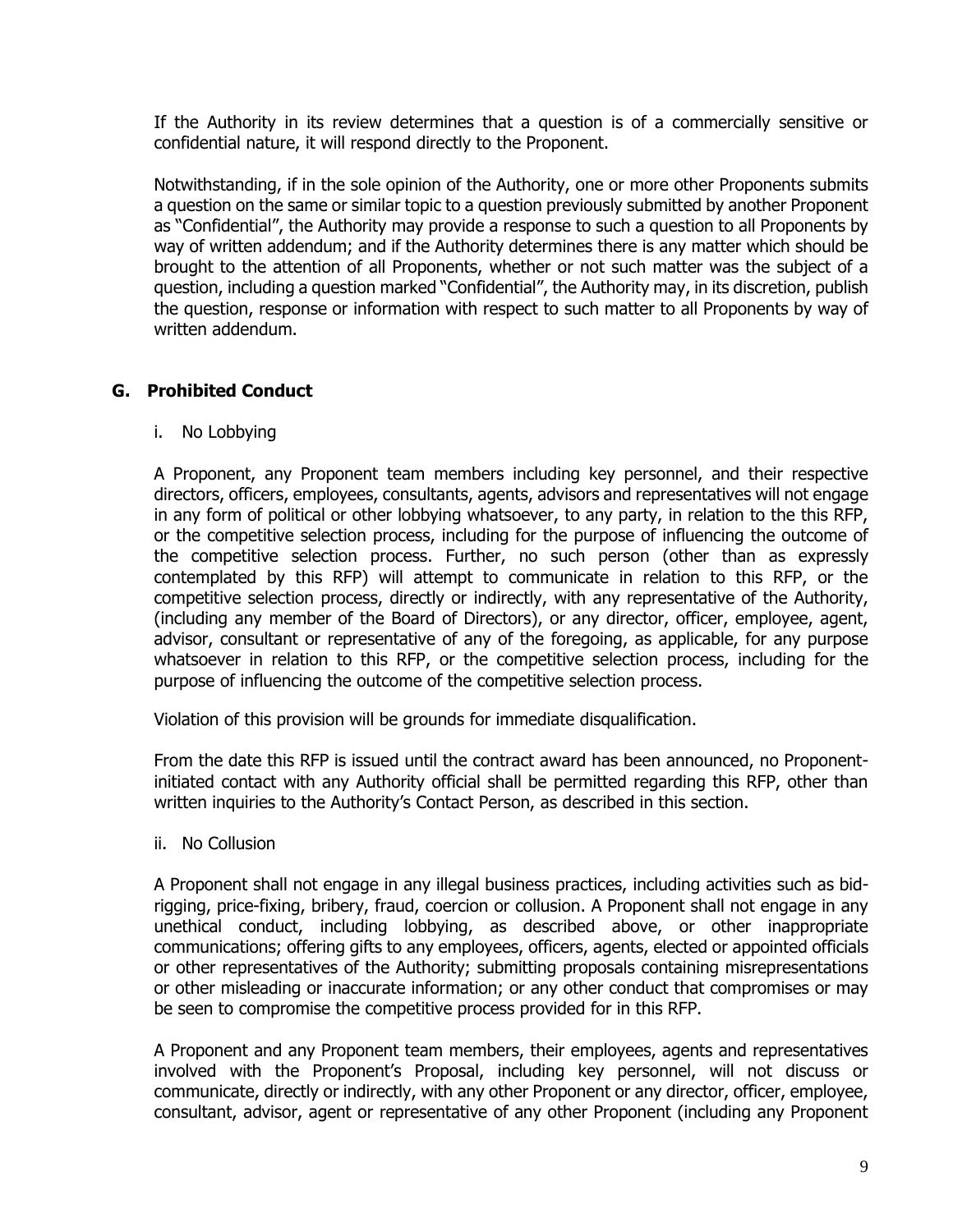If the Authority in its review determines that a question is of a commercially sensitive or confidential nature, it will respond directly to the Proponent.

Notwithstanding, if in the sole opinion of the Authority, one or more other Proponents submits a question on the same or similar topic to a question previously submitted by another Proponent as "Confidential", the Authority may provide a response to such a question to all Proponents by way of written addendum; and if the Authority determines there is any matter which should be brought to the attention of all Proponents, whether or not such matter was the subject of a question, including a question marked "Confidential", the Authority may, in its discretion, publish the question, response or information with respect to such matter to all Proponents by way of written addendum.

## G. Prohibited Conduct

i. No Lobbying

A Proponent, any Proponent team members including key personnel, and their respective directors, officers, employees, consultants, agents, advisors and representatives will not engage in any form of political or other lobbying whatsoever, to any party, in relation to the this RFP, or the competitive selection process, including for the purpose of influencing the outcome of the competitive selection process. Further, no such person (other than as expressly contemplated by this RFP) will attempt to communicate in relation to this RFP, or the competitive selection process, directly or indirectly, with any representative of the Authority, (including any member of the Board of Directors), or any director, officer, employee, agent, advisor, consultant or representative of any of the foregoing, as applicable, for any purpose whatsoever in relation to this RFP, or the competitive selection process, including for the purpose of influencing the outcome of the competitive selection process.

Violation of this provision will be grounds for immediate disqualification.

From the date this RFP is issued until the contract award has been announced, no Proponent-initiated contact with any Authority official shall be permitted regarding this RFP, other than written inquiries to the Authority's Contact Person, as described in this section.

ii. No Collusion

A Proponent shall not engage in any illegal business practices, including activities such as bid-rigging, price-fixing, bribery, fraud, coercion or collusion. A Proponent shall not engage in any unethical conduct, including lobbying, as described above, or other inappropriate communications; offering gifts to any employees, officers, agents, elected or appointed officials or other representatives of the Authority; submitting proposals containing misrepresentations or other misleading or inaccurate information; or any other conduct that compromises or may be seen to compromise the competitive process provided for in this RFP.

A Proponent and any Proponent team members, their employees, agents and representatives involved with the Proponent's Proposal, including key personnel, will not discuss or communicate, directly or indirectly, with any other Proponent or any director, officer, employee, consultant, advisor, agent or representative of any other Proponent (including any Proponent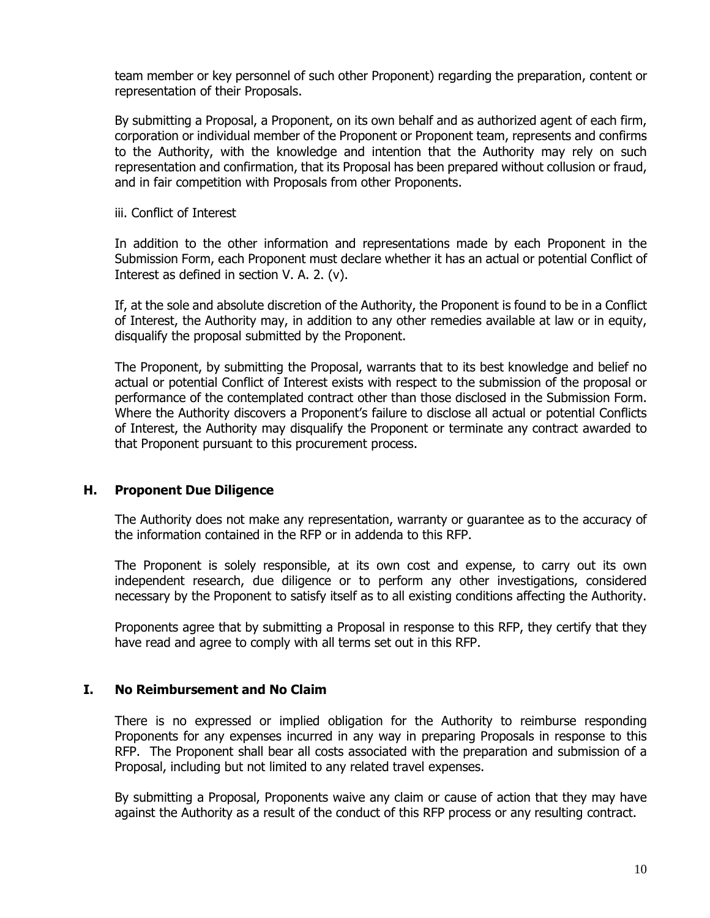team member or key personnel of such other Proponent) regarding the preparation, content or representation of their Proposals.

By submitting a Proposal, a Proponent, on its own behalf and as authorized agent of each firm, corporation or individual member of the Proponent or Proponent team, represents and confirms to the Authority, with the knowledge and intention that the Authority may rely on such representation and confirmation, that its Proposal has been prepared without collusion or fraud, and in fair competition with Proposals from other Proponents.

iii. Conflict of Interest

In addition to the other information and representations made by each Proponent in the Submission Form, each Proponent must declare whether it has an actual or potential Conflict of Interest as defined in section V. A. 2. (v).

If, at the sole and absolute discretion of the Authority, the Proponent is found to be in a Conflict of Interest, the Authority may, in addition to any other remedies available at law or in equity, disqualify the proposal submitted by the Proponent.

The Proponent, by submitting the Proposal, warrants that to its best knowledge and belief no actual or potential Conflict of Interest exists with respect to the submission of the proposal or performance of the contemplated contract other than those disclosed in the Submission Form. Where the Authority discovers a Proponent's failure to disclose all actual or potential Conflicts of Interest, the Authority may disqualify the Proponent or terminate any contract awarded to that Proponent pursuant to this procurement process.

## H. Proponent Due Diligence

The Authority does not make any representation, warranty or guarantee as to the accuracy of the information contained in the RFP or in addenda to this RFP.

The Proponent is solely responsible, at its own cost and expense, to carry out its own independent research, due diligence or to perform any other investigations, considered necessary by the Proponent to satisfy itself as to all existing conditions affecting the Authority.

Proponents agree that by submitting a Proposal in response to this RFP, they certify that they have read and agree to comply with all terms set out in this RFP.

## I. No Reimbursement and No Claim

There is no expressed or implied obligation for the Authority to reimburse responding Proponents for any expenses incurred in any way in preparing Proposals in response to this RFP. The Proponent shall bear all costs associated with the preparation and submission of a Proposal, including but not limited to any related travel expenses.

By submitting a Proposal, Proponents waive any claim or cause of action that they may have against the Authority as a result of the conduct of this RFP process or any resulting contract.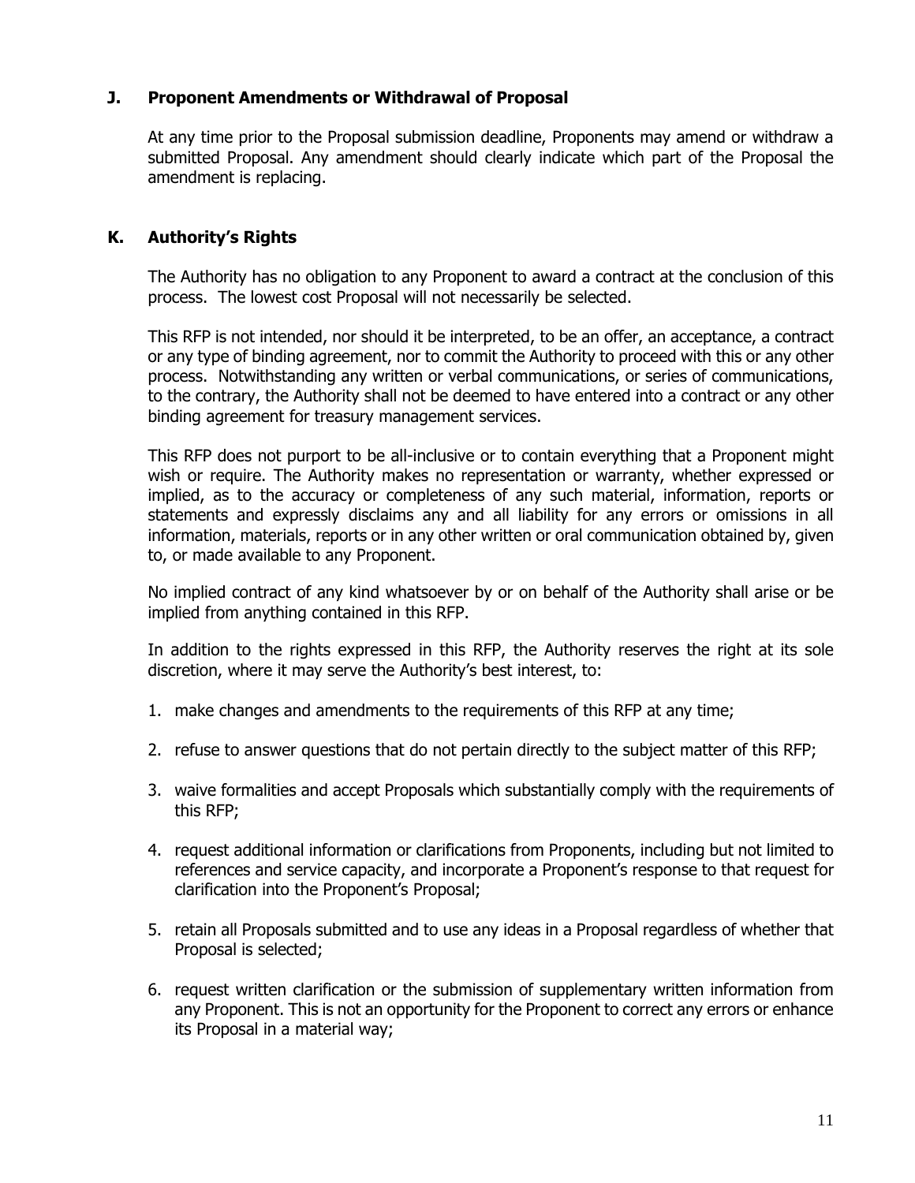## J. Proponent Amendments or Withdrawal of Proposal

At any time prior to the Proposal submission deadline, Proponents may amend or withdraw a submitted Proposal. Any amendment should clearly indicate which part of the Proposal the amendment is replacing.

## K. Authority's Rights

The Authority has no obligation to any Proponent to award a contract at the conclusion of this process. The lowest cost Proposal will not necessarily be selected.

This RFP is not intended, nor should it be interpreted, to be an offer, an acceptance, a contract or any type of binding agreement, nor to commit the Authority to proceed with this or any other process. Notwithstanding any written or verbal communications, or series of communications, to the contrary, the Authority shall not be deemed to have entered into a contract or any other binding agreement for treasury management services.

This RFP does not purport to be all-inclusive or to contain everything that a Proponent might wish or require. The Authority makes no representation or warranty, whether expressed or implied, as to the accuracy or completeness of any such material, information, reports or statements and expressly disclaims any and all liability for any errors or omissions in all information, materials, reports or in any other written or oral communication obtained by, given to, or made available to any Proponent.

No implied contract of any kind whatsoever by or on behalf of the Authority shall arise or be implied from anything contained in this RFP.

In addition to the rights expressed in this RFP, the Authority reserves the right at its sole discretion, where it may serve the Authority's best interest, to:

1. make changes and amendments to the requirements of this RFP at any time;
2. refuse to answer questions that do not pertain directly to the subject matter of this RFP;
3. waive formalities and accept Proposals which substantially comply with the requirements of this RFP;
4. request additional information or clarifications from Proponents, including but not limited to references and service capacity, and incorporate a Proponent's response to that request for clarification into the Proponent's Proposal;
5. retain all Proposals submitted and to use any ideas in a Proposal regardless of whether that Proposal is selected;
6. request written clarification or the submission of supplementary written information from any Proponent. This is not an opportunity for the Proponent to correct any errors or enhance its Proposal in a material way;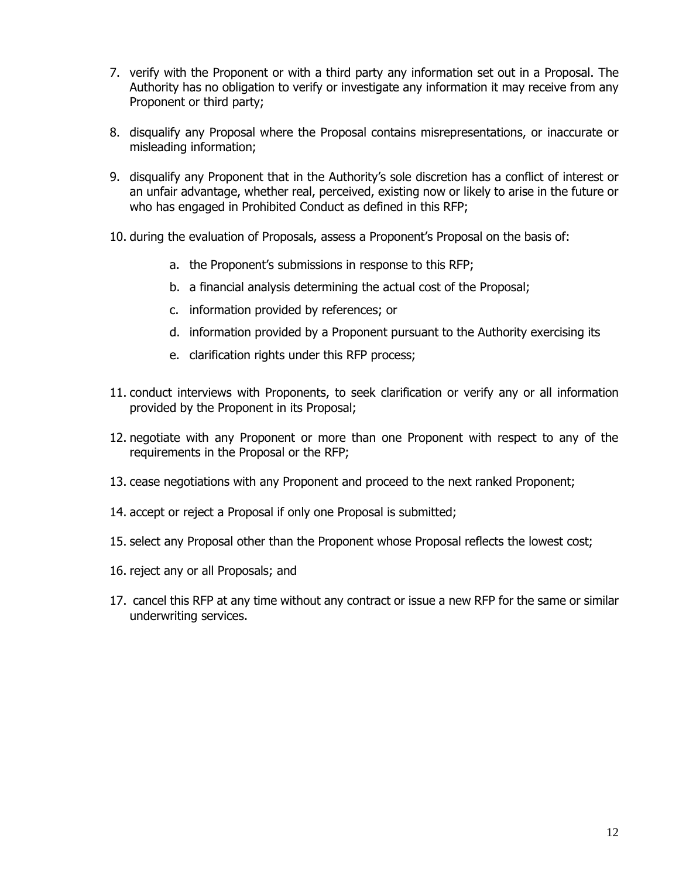7. verify with the Proponent or with a third party any information set out in a Proposal. The Authority has no obligation to verify or investigate any information it may receive from any Proponent or third party;

8. disqualify any Proposal where the Proposal contains misrepresentations, or inaccurate or misleading information;

9. disqualify any Proponent that in the Authority's sole discretion has a conflict of interest or an unfair advantage, whether real, perceived, existing now or likely to arise in the future or who has engaged in Prohibited Conduct as defined in this RFP;

10. during the evaluation of Proposals, assess a Proponent's Proposal on the basis of:

    a. the Proponent's submissions in response to this RFP;

    b. a financial analysis determining the actual cost of the Proposal;

    c. information provided by references; or

    d. information provided by a Proponent pursuant to the Authority exercising its

    e. clarification rights under this RFP process;

11. conduct interviews with Proponents, to seek clarification or verify any or all information provided by the Proponent in its Proposal;

12. negotiate with any Proponent or more than one Proponent with respect to any of the requirements in the Proposal or the RFP;

13. cease negotiations with any Proponent and proceed to the next ranked Proponent;

14. accept or reject a Proposal if only one Proposal is submitted;

15. select any Proposal other than the Proponent whose Proposal reflects the lowest cost;

16. reject any or all Proposals; and

17. cancel this RFP at any time without any contract or issue a new RFP for the same or similar underwriting services.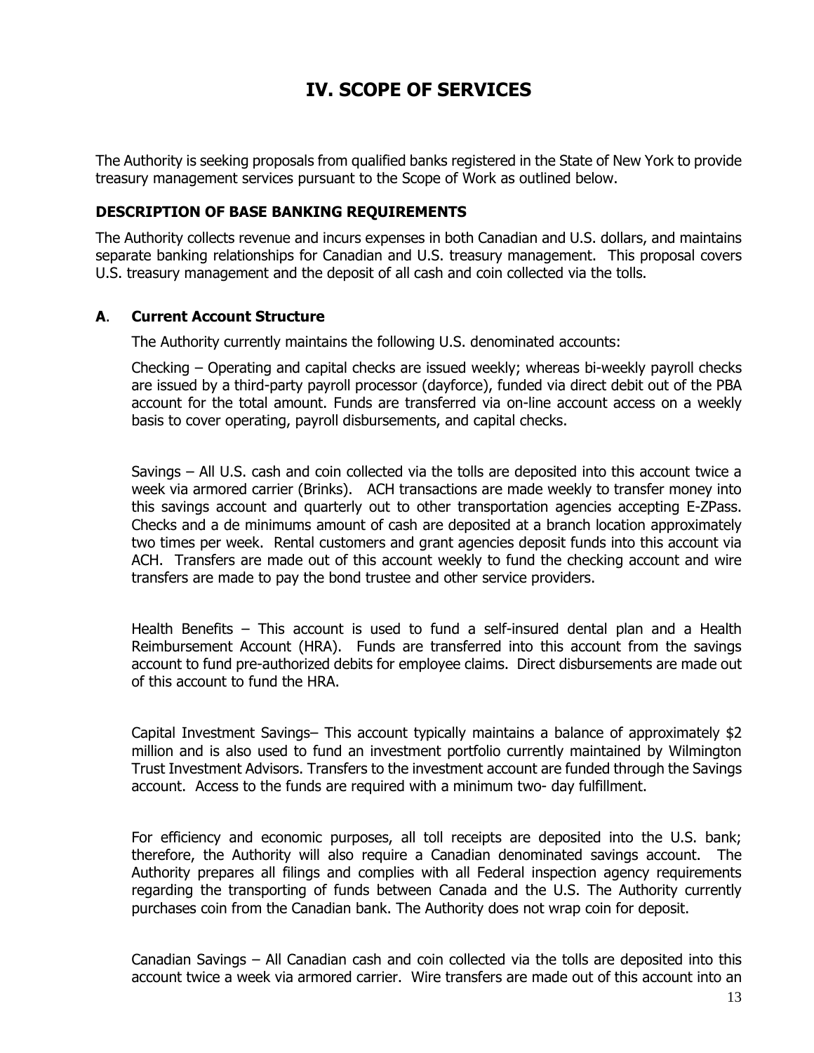# IV. SCOPE OF SERVICES

The Authority is seeking proposals from qualified banks registered in the State of New York to provide treasury management services pursuant to the Scope of Work as outlined below.

### DESCRIPTION OF BASE BANKING REQUIREMENTS

The Authority collects revenue and incurs expenses in both Canadian and U.S. dollars, and maintains separate banking relationships for Canadian and U.S. treasury management. This proposal covers U.S. treasury management and the deposit of all cash and coin collected via the tolls.

### A. Current Account Structure

The Authority currently maintains the following U.S. denominated accounts:

Checking – Operating and capital checks are issued weekly; whereas bi-weekly payroll checks are issued by a third-party payroll processor (dayforce), funded via direct debit out of the PBA account for the total amount. Funds are transferred via on-line account access on a weekly basis to cover operating, payroll disbursements, and capital checks.

Savings – All U.S. cash and coin collected via the tolls are deposited into this account twice a week via armored carrier (Brinks). ACH transactions are made weekly to transfer money into this savings account and quarterly out to other transportation agencies accepting E-ZPass. Checks and a de minimums amount of cash are deposited at a branch location approximately two times per week. Rental customers and grant agencies deposit funds into this account via ACH. Transfers are made out of this account weekly to fund the checking account and wire transfers are made to pay the bond trustee and other service providers.

Health Benefits – This account is used to fund a self-insured dental plan and a Health Reimbursement Account (HRA). Funds are transferred into this account from the savings account to fund pre-authorized debits for employee claims. Direct disbursements are made out of this account to fund the HRA.

Capital Investment Savings– This account typically maintains a balance of approximately $2 million and is also used to fund an investment portfolio currently maintained by Wilmington Trust Investment Advisors. Transfers to the investment account are funded through the Savings account. Access to the funds are required with a minimum two- day fulfillment.

For efficiency and economic purposes, all toll receipts are deposited into the U.S. bank; therefore, the Authority will also require a Canadian denominated savings account. The Authority prepares all filings and complies with all Federal inspection agency requirements regarding the transporting of funds between Canada and the U.S. The Authority currently purchases coin from the Canadian bank. The Authority does not wrap coin for deposit.

Canadian Savings – All Canadian cash and coin collected via the tolls are deposited into this account twice a week via armored carrier. Wire transfers are made out of this account into an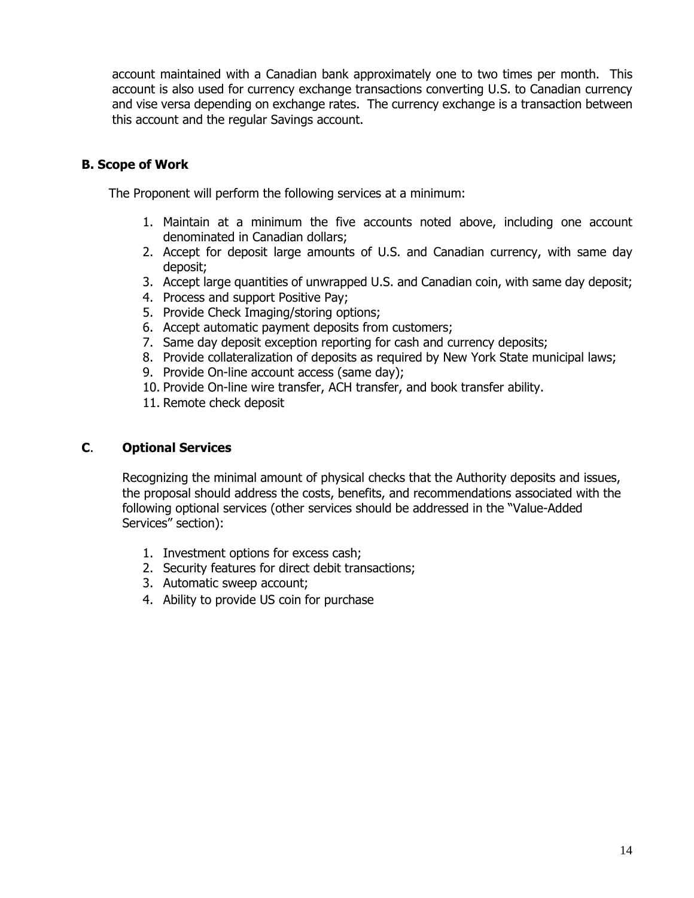account maintained with a Canadian bank approximately one to two times per month. This account is also used for currency exchange transactions converting U.S. to Canadian currency and vise versa depending on exchange rates. The currency exchange is a transaction between this account and the regular Savings account.

### B. Scope of Work

The Proponent will perform the following services at a minimum:

1. Maintain at a minimum the five accounts noted above, including one account denominated in Canadian dollars;
2. Accept for deposit large amounts of U.S. and Canadian currency, with same day deposit;
3. Accept large quantities of unwrapped U.S. and Canadian coin, with same day deposit;
4. Process and support Positive Pay;
5. Provide Check Imaging/storing options;
6. Accept automatic payment deposits from customers;
7. Same day deposit exception reporting for cash and currency deposits;
8. Provide collateralization of deposits as required by New York State municipal laws;
9. Provide On-line account access (same day);
10. Provide On-line wire transfer, ACH transfer, and book transfer ability.
11. Remote check deposit

### C. Optional Services

Recognizing the minimal amount of physical checks that the Authority deposits and issues, the proposal should address the costs, benefits, and recommendations associated with the following optional services (other services should be addressed in the "Value-Added Services" section):

1. Investment options for excess cash;
2. Security features for direct debit transactions;
3. Automatic sweep account;
4. Ability to provide US coin for purchase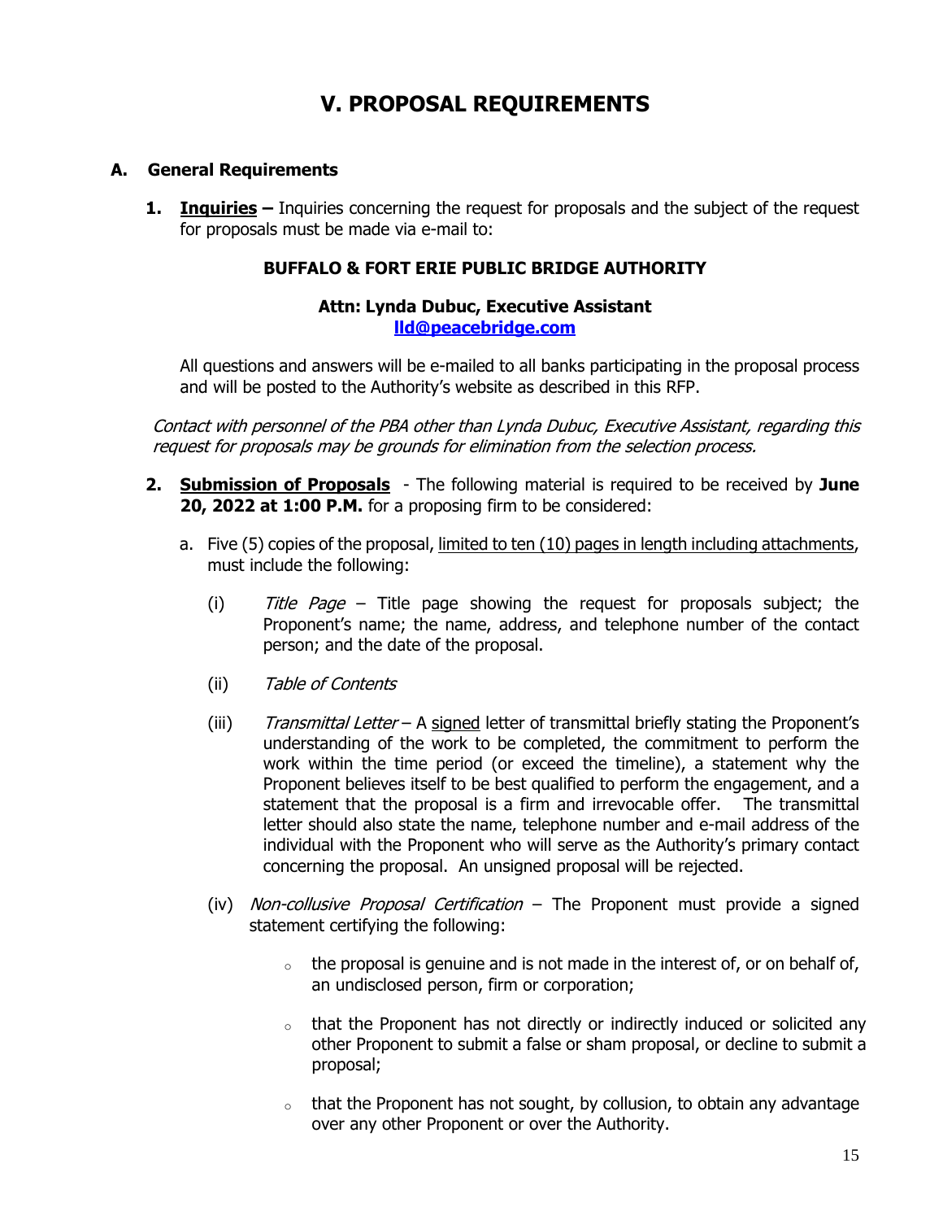# V. PROPOSAL REQUIREMENTS

## A. General Requirements

1. **Inquiries –** Inquiries concerning the request for proposals and the subject of the request for proposals must be made via e-mail to:

   **BUFFALO & FORT ERIE PUBLIC BRIDGE AUTHORITY**

   **Attn: Lynda Dubuc, Executive Assistant**
   **lld@peacebridge.com**

   All questions and answers will be e-mailed to all banks participating in the proposal process and will be posted to the Authority's website as described in this RFP.

   *Contact with personnel of the PBA other than Lynda Dubuc, Executive Assistant, regarding this request for proposals may be grounds for elimination from the selection process.*

2. **Submission of Proposals** - The following material is required to be received by **June 20, 2022 at 1:00 P.M.** for a proposing firm to be considered:

   a. Five (5) copies of the proposal, limited to ten (10) pages in length including attachments, must include the following:

      (i) *Title Page* – Title page showing the request for proposals subject; the Proponent's name; the name, address, and telephone number of the contact person; and the date of the proposal.

      (ii) *Table of Contents*

      (iii) *Transmittal Letter* – A signed letter of transmittal briefly stating the Proponent's understanding of the work to be completed, the commitment to perform the work within the time period (or exceed the timeline), a statement why the Proponent believes itself to be best qualified to perform the engagement, and a statement that the proposal is a firm and irrevocable offer. The transmittal letter should also state the name, telephone number and e-mail address of the individual with the Proponent who will serve as the Authority's primary contact concerning the proposal. An unsigned proposal will be rejected.

      (iv) *Non-collusive Proposal Certification* – The Proponent must provide a signed statement certifying the following:

      - the proposal is genuine and is not made in the interest of, or on behalf of, an undisclosed person, firm or corporation;
      - that the Proponent has not directly or indirectly induced or solicited any other Proponent to submit a false or sham proposal, or decline to submit a proposal;
      - that the Proponent has not sought, by collusion, to obtain any advantage over any other Proponent or over the Authority.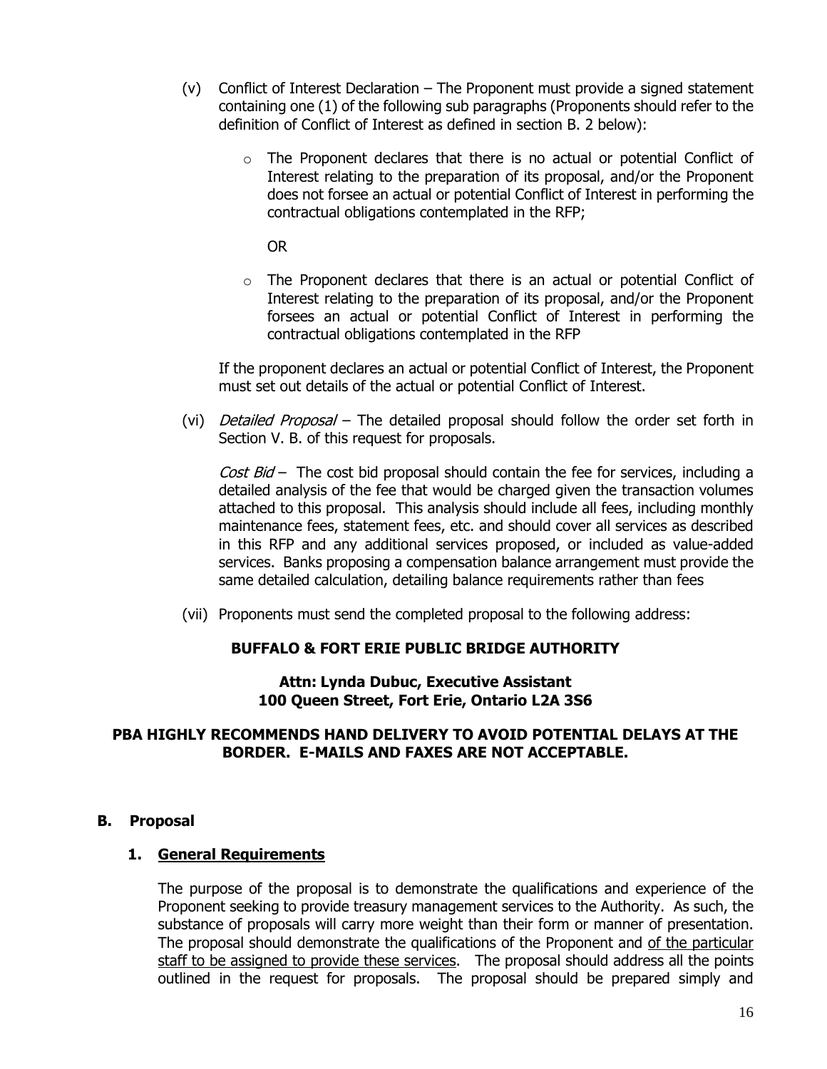(v) Conflict of Interest Declaration – The Proponent must provide a signed statement containing one (1) of the following sub paragraphs (Proponents should refer to the definition of Conflict of Interest as defined in section B. 2 below):

- The Proponent declares that there is no actual or potential Conflict of Interest relating to the preparation of its proposal, and/or the Proponent does not forsee an actual or potential Conflict of Interest in performing the contractual obligations contemplated in the RFP;

  OR

- The Proponent declares that there is an actual or potential Conflict of Interest relating to the preparation of its proposal, and/or the Proponent forsees an actual or potential Conflict of Interest in performing the contractual obligations contemplated in the RFP

If the proponent declares an actual or potential Conflict of Interest, the Proponent must set out details of the actual or potential Conflict of Interest.

(vi) *Detailed Proposal* – The detailed proposal should follow the order set forth in Section V. B. of this request for proposals.

*Cost Bid* – The cost bid proposal should contain the fee for services, including a detailed analysis of the fee that would be charged given the transaction volumes attached to this proposal. This analysis should include all fees, including monthly maintenance fees, statement fees, etc. and should cover all services as described in this RFP and any additional services proposed, or included as value-added services. Banks proposing a compensation balance arrangement must provide the same detailed calculation, detailing balance requirements rather than fees

(vii) Proponents must send the completed proposal to the following address:

**BUFFALO & FORT ERIE PUBLIC BRIDGE AUTHORITY**

**Attn: Lynda Dubuc, Executive Assistant**
**100 Queen Street, Fort Erie, Ontario L2A 3S6**

**PBA HIGHLY RECOMMENDS HAND DELIVERY TO AVOID POTENTIAL DELAYS AT THE BORDER. E-MAILS AND FAXES ARE NOT ACCEPTABLE.**

## B. Proposal

### 1. General Requirements

The purpose of the proposal is to demonstrate the qualifications and experience of the Proponent seeking to provide treasury management services to the Authority. As such, the substance of proposals will carry more weight than their form or manner of presentation. The proposal should demonstrate the qualifications of the Proponent and of the particular staff to be assigned to provide these services. The proposal should address all the points outlined in the request for proposals. The proposal should be prepared simply and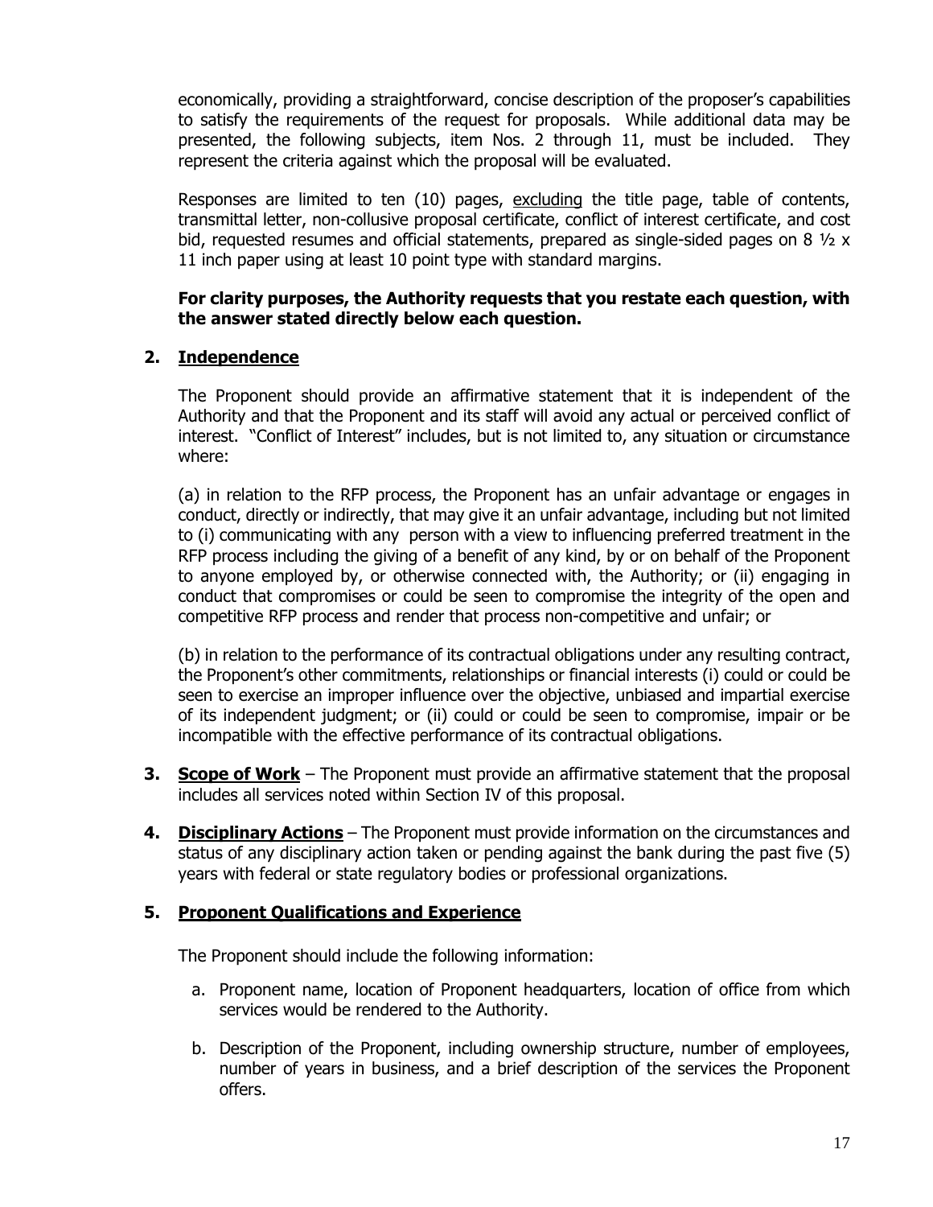economically, providing a straightforward, concise description of the proposer's capabilities to satisfy the requirements of the request for proposals. While additional data may be presented, the following subjects, item Nos. 2 through 11, must be included. They represent the criteria against which the proposal will be evaluated.

Responses are limited to ten (10) pages, <u>excluding</u> the title page, table of contents, transmittal letter, non-collusive proposal certificate, conflict of interest certificate, and cost bid, requested resumes and official statements, prepared as single-sided pages on 8 ½ x 11 inch paper using at least 10 point type with standard margins.

**For clarity purposes, the Authority requests that you restate each question, with the answer stated directly below each question.**

**2. <u>Independence</u>**

The Proponent should provide an affirmative statement that it is independent of the Authority and that the Proponent and its staff will avoid any actual or perceived conflict of interest. "Conflict of Interest" includes, but is not limited to, any situation or circumstance where:

(a) in relation to the RFP process, the Proponent has an unfair advantage or engages in conduct, directly or indirectly, that may give it an unfair advantage, including but not limited to (i) communicating with any person with a view to influencing preferred treatment in the RFP process including the giving of a benefit of any kind, by or on behalf of the Proponent to anyone employed by, or otherwise connected with, the Authority; or (ii) engaging in conduct that compromises or could be seen to compromise the integrity of the open and competitive RFP process and render that process non-competitive and unfair; or

(b) in relation to the performance of its contractual obligations under any resulting contract, the Proponent's other commitments, relationships or financial interests (i) could or could be seen to exercise an improper influence over the objective, unbiased and impartial exercise of its independent judgment; or (ii) could or could be seen to compromise, impair or be incompatible with the effective performance of its contractual obligations.

**3. <u>Scope of Work</u>** – The Proponent must provide an affirmative statement that the proposal includes all services noted within Section IV of this proposal.

**4. <u>Disciplinary Actions</u>** – The Proponent must provide information on the circumstances and status of any disciplinary action taken or pending against the bank during the past five (5) years with federal or state regulatory bodies or professional organizations.

**5. <u>Proponent Qualifications and Experience</u>**

The Proponent should include the following information:

a. Proponent name, location of Proponent headquarters, location of office from which services would be rendered to the Authority.

b. Description of the Proponent, including ownership structure, number of employees, number of years in business, and a brief description of the services the Proponent offers.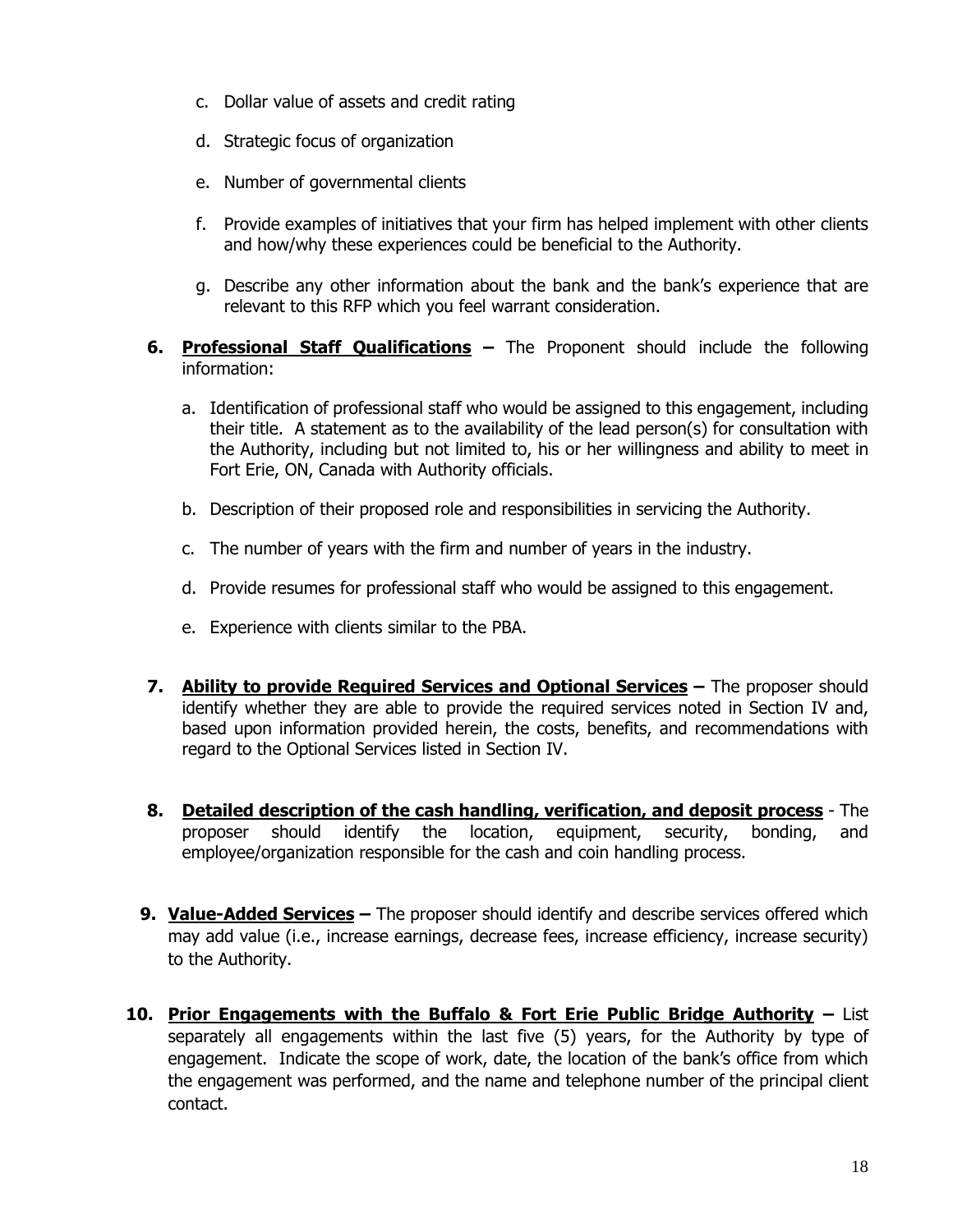c. Dollar value of assets and credit rating

d. Strategic focus of organization

e. Number of governmental clients

f. Provide examples of initiatives that your firm has helped implement with other clients and how/why these experiences could be beneficial to the Authority.

g. Describe any other information about the bank and the bank's experience that are relevant to this RFP which you feel warrant consideration.

6. **Professional Staff Qualifications –** The Proponent should include the following information:

   a. Identification of professional staff who would be assigned to this engagement, including their title. A statement as to the availability of the lead person(s) for consultation with the Authority, including but not limited to, his or her willingness and ability to meet in Fort Erie, ON, Canada with Authority officials.

   b. Description of their proposed role and responsibilities in servicing the Authority.

   c. The number of years with the firm and number of years in the industry.

   d. Provide resumes for professional staff who would be assigned to this engagement.

   e. Experience with clients similar to the PBA.

7. **Ability to provide Required Services and Optional Services –** The proposer should identify whether they are able to provide the required services noted in Section IV and, based upon information provided herein, the costs, benefits, and recommendations with regard to the Optional Services listed in Section IV.

8. **Detailed description of the cash handling, verification, and deposit process** - The proposer should identify the location, equipment, security, bonding, and employee/organization responsible for the cash and coin handling process.

9. **Value-Added Services –** The proposer should identify and describe services offered which may add value (i.e., increase earnings, decrease fees, increase efficiency, increase security) to the Authority.

10. **Prior Engagements with the Buffalo & Fort Erie Public Bridge Authority –** List separately all engagements within the last five (5) years, for the Authority by type of engagement. Indicate the scope of work, date, the location of the bank's office from which the engagement was performed, and the name and telephone number of the principal client contact.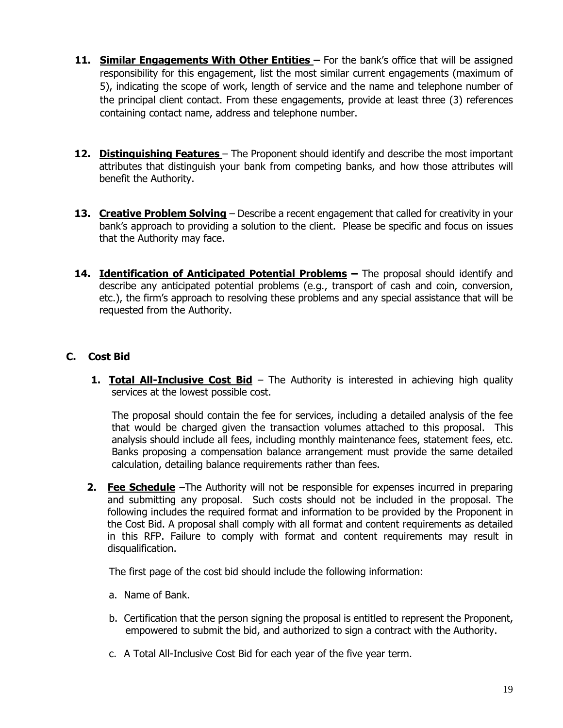11. **<u>Similar Engagements With Other Entities</u> –** For the bank's office that will be assigned responsibility for this engagement, list the most similar current engagements (maximum of 5), indicating the scope of work, length of service and the name and telephone number of the principal client contact. From these engagements, provide at least three (3) references containing contact name, address and telephone number.

12. **<u>Distinguishing Features</u>** – The Proponent should identify and describe the most important attributes that distinguish your bank from competing banks, and how those attributes will benefit the Authority.

13. **<u>Creative Problem Solving</u>** – Describe a recent engagement that called for creativity in your bank's approach to providing a solution to the client. Please be specific and focus on issues that the Authority may face.

14. **<u>Identification of Anticipated Potential Problems</u> –** The proposal should identify and describe any anticipated potential problems (e.g., transport of cash and coin, conversion, etc.), the firm's approach to resolving these problems and any special assistance that will be requested from the Authority.

## C. Cost Bid

1. **<u>Total All-Inclusive Cost Bid</u>** – The Authority is interested in achieving high quality services at the lowest possible cost.

   The proposal should contain the fee for services, including a detailed analysis of the fee that would be charged given the transaction volumes attached to this proposal. This analysis should include all fees, including monthly maintenance fees, statement fees, etc. Banks proposing a compensation balance arrangement must provide the same detailed calculation, detailing balance requirements rather than fees.

2. **<u>Fee Schedule</u>** –The Authority will not be responsible for expenses incurred in preparing and submitting any proposal. Such costs should not be included in the proposal. The following includes the required format and information to be provided by the Proponent in the Cost Bid. A proposal shall comply with all format and content requirements as detailed in this RFP. Failure to comply with format and content requirements may result in disqualification.

   The first page of the cost bid should include the following information:

   a. Name of Bank.

   b. Certification that the person signing the proposal is entitled to represent the Proponent, empowered to submit the bid, and authorized to sign a contract with the Authority.

   c. A Total All-Inclusive Cost Bid for each year of the five year term.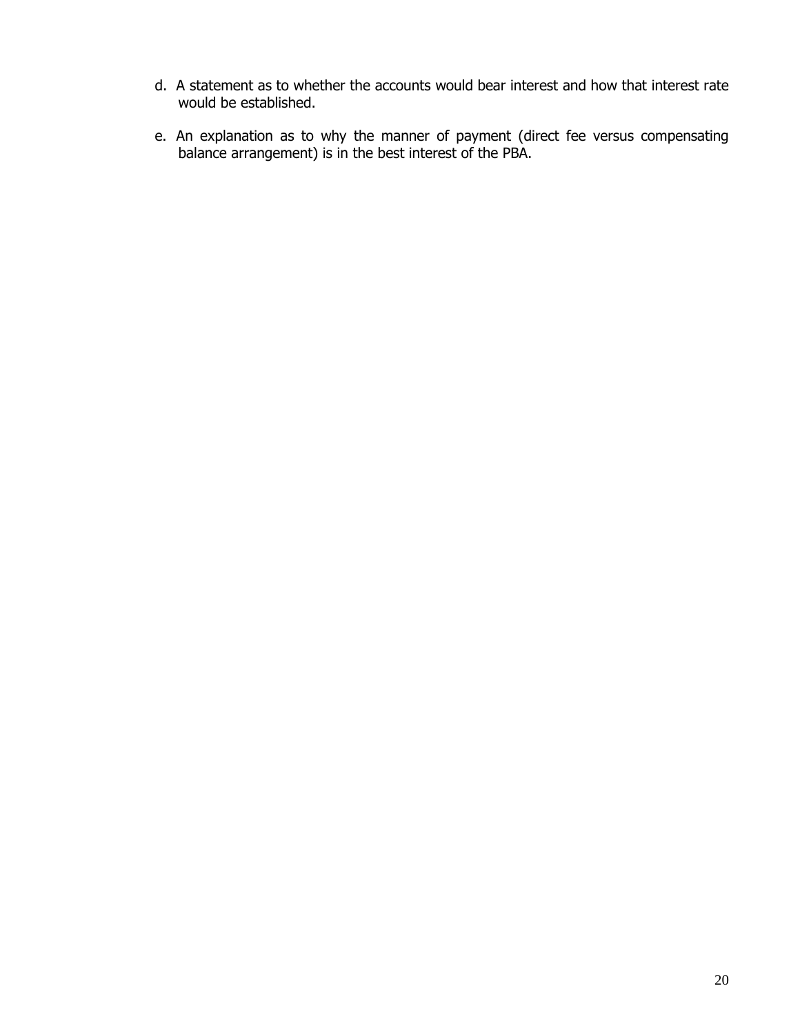d. A statement as to whether the accounts would bear interest and how that interest rate would be established.

e. An explanation as to why the manner of payment (direct fee versus compensating balance arrangement) is in the best interest of the PBA.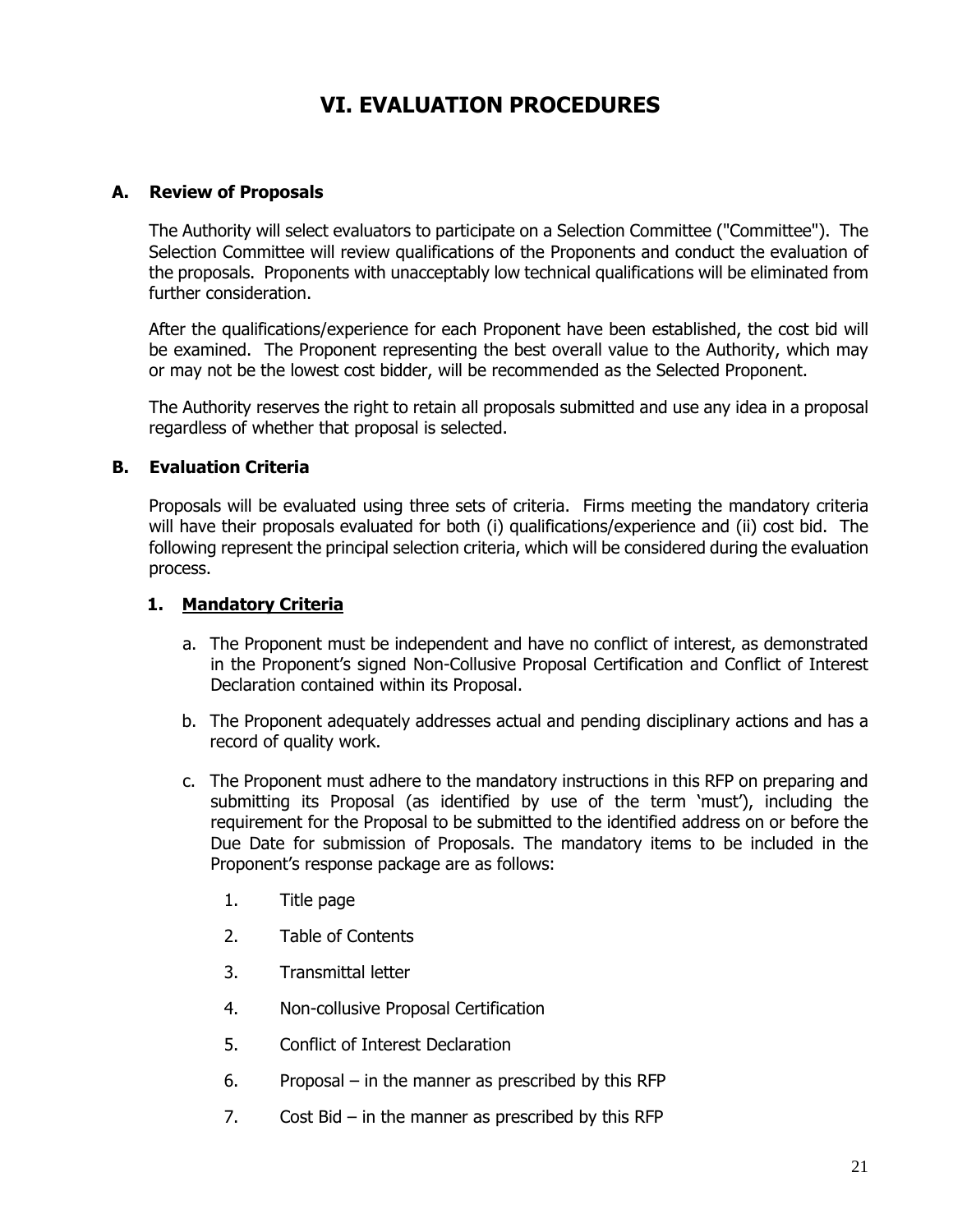# VI. EVALUATION PROCEDURES

## A. Review of Proposals

The Authority will select evaluators to participate on a Selection Committee ("Committee"). The Selection Committee will review qualifications of the Proponents and conduct the evaluation of the proposals. Proponents with unacceptably low technical qualifications will be eliminated from further consideration.

After the qualifications/experience for each Proponent have been established, the cost bid will be examined. The Proponent representing the best overall value to the Authority, which may or may not be the lowest cost bidder, will be recommended as the Selected Proponent.

The Authority reserves the right to retain all proposals submitted and use any idea in a proposal regardless of whether that proposal is selected.

## B. Evaluation Criteria

Proposals will be evaluated using three sets of criteria. Firms meeting the mandatory criteria will have their proposals evaluated for both (i) qualifications/experience and (ii) cost bid. The following represent the principal selection criteria, which will be considered during the evaluation process.

### 1. Mandatory Criteria

a. The Proponent must be independent and have no conflict of interest, as demonstrated in the Proponent's signed Non-Collusive Proposal Certification and Conflict of Interest Declaration contained within its Proposal.

b. The Proponent adequately addresses actual and pending disciplinary actions and has a record of quality work.

c. The Proponent must adhere to the mandatory instructions in this RFP on preparing and submitting its Proposal (as identified by use of the term 'must'), including the requirement for the Proposal to be submitted to the identified address on or before the Due Date for submission of Proposals. The mandatory items to be included in the Proponent's response package are as follows:

1. Title page
2. Table of Contents
3. Transmittal letter
4. Non-collusive Proposal Certification
5. Conflict of Interest Declaration
6. Proposal – in the manner as prescribed by this RFP
7. Cost Bid – in the manner as prescribed by this RFP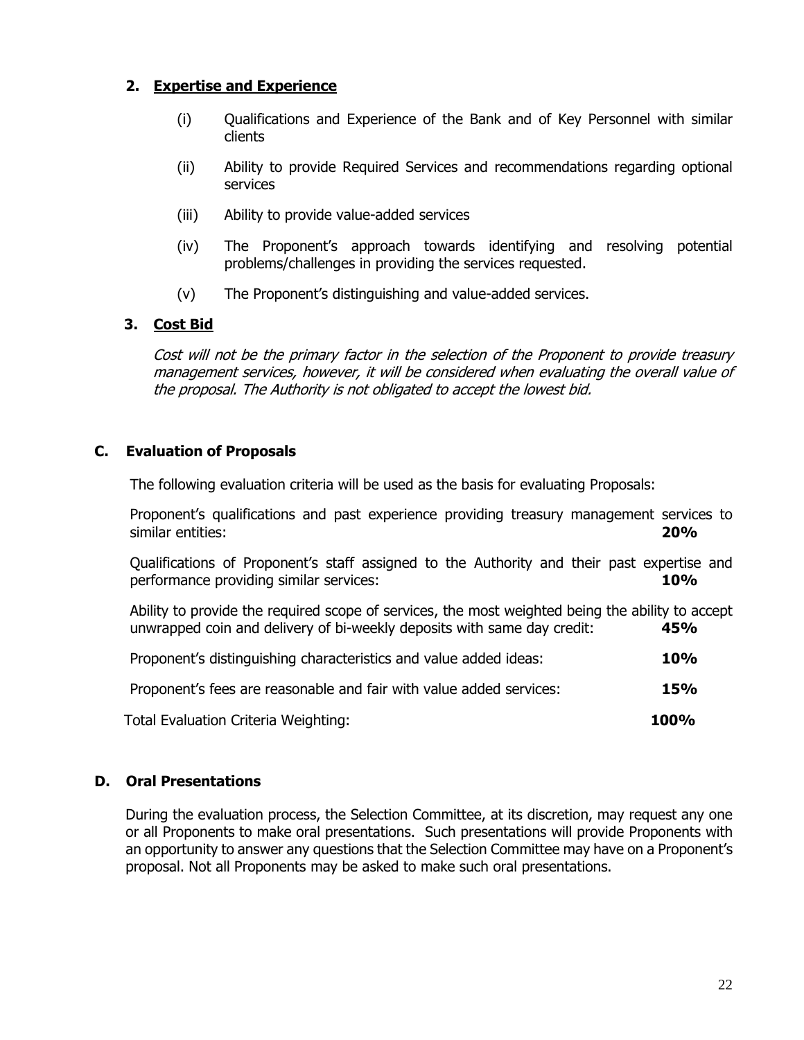### 2. Expertise and Experience

(i) Qualifications and Experience of the Bank and of Key Personnel with similar clients

(ii) Ability to provide Required Services and recommendations regarding optional services

(iii) Ability to provide value-added services

(iv) The Proponent's approach towards identifying and resolving potential problems/challenges in providing the services requested.

(v) The Proponent's distinguishing and value-added services.

### 3. Cost Bid

*Cost will not be the primary factor in the selection of the Proponent to provide treasury management services, however, it will be considered when evaluating the overall value of the proposal. The Authority is not obligated to accept the lowest bid.*

## C. Evaluation of Proposals

The following evaluation criteria will be used as the basis for evaluating Proposals:

| Criteria | Weighting |
|---|---|
| Proponent's qualifications and past experience providing treasury management services to similar entities: | **20%** |
| Qualifications of Proponent's staff assigned to the Authority and their past expertise and performance providing similar services: | **10%** |
| Ability to provide the required scope of services, the most weighted being the ability to accept unwrapped coin and delivery of bi-weekly deposits with same day credit: | **45%** |
| Proponent's distinguishing characteristics and value added ideas: | **10%** |
| Proponent's fees are reasonable and fair with value added services: | **15%** |
| Total Evaluation Criteria Weighting: | **100%** |

## D. Oral Presentations

During the evaluation process, the Selection Committee, at its discretion, may request any one or all Proponents to make oral presentations. Such presentations will provide Proponents with an opportunity to answer any questions that the Selection Committee may have on a Proponent's proposal. Not all Proponents may be asked to make such oral presentations.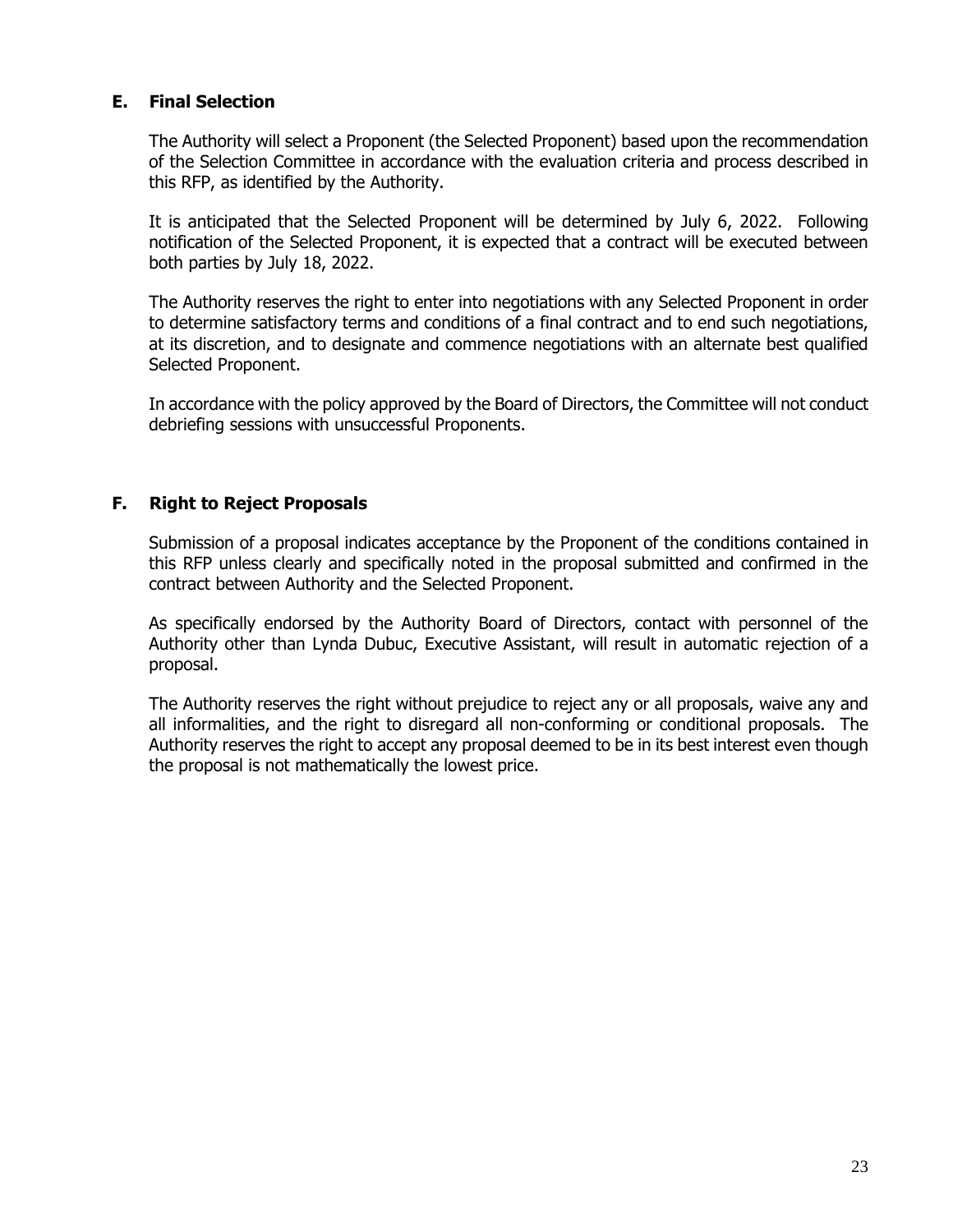### E. Final Selection

The Authority will select a Proponent (the Selected Proponent) based upon the recommendation of the Selection Committee in accordance with the evaluation criteria and process described in this RFP, as identified by the Authority.

It is anticipated that the Selected Proponent will be determined by July 6, 2022. Following notification of the Selected Proponent, it is expected that a contract will be executed between both parties by July 18, 2022.

The Authority reserves the right to enter into negotiations with any Selected Proponent in order to determine satisfactory terms and conditions of a final contract and to end such negotiations, at its discretion, and to designate and commence negotiations with an alternate best qualified Selected Proponent.

In accordance with the policy approved by the Board of Directors, the Committee will not conduct debriefing sessions with unsuccessful Proponents.

### F. Right to Reject Proposals

Submission of a proposal indicates acceptance by the Proponent of the conditions contained in this RFP unless clearly and specifically noted in the proposal submitted and confirmed in the contract between Authority and the Selected Proponent.

As specifically endorsed by the Authority Board of Directors, contact with personnel of the Authority other than Lynda Dubuc, Executive Assistant, will result in automatic rejection of a proposal.

The Authority reserves the right without prejudice to reject any or all proposals, waive any and all informalities, and the right to disregard all non-conforming or conditional proposals. The Authority reserves the right to accept any proposal deemed to be in its best interest even though the proposal is not mathematically the lowest price.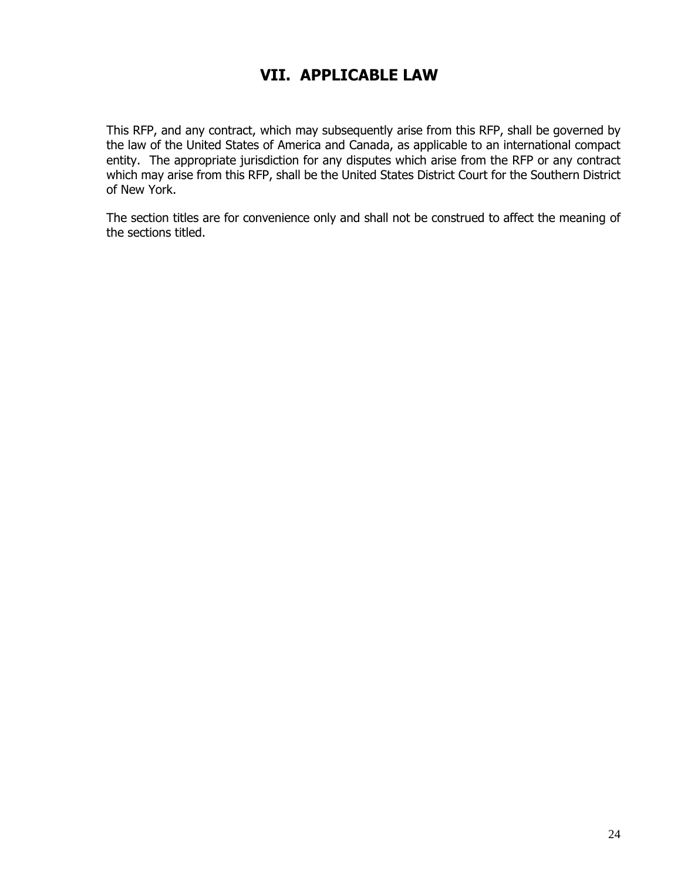# VII. APPLICABLE LAW

This RFP, and any contract, which may subsequently arise from this RFP, shall be governed by the law of the United States of America and Canada, as applicable to an international compact entity. The appropriate jurisdiction for any disputes which arise from the RFP or any contract which may arise from this RFP, shall be the United States District Court for the Southern District of New York.

The section titles are for convenience only and shall not be construed to affect the meaning of the sections titled.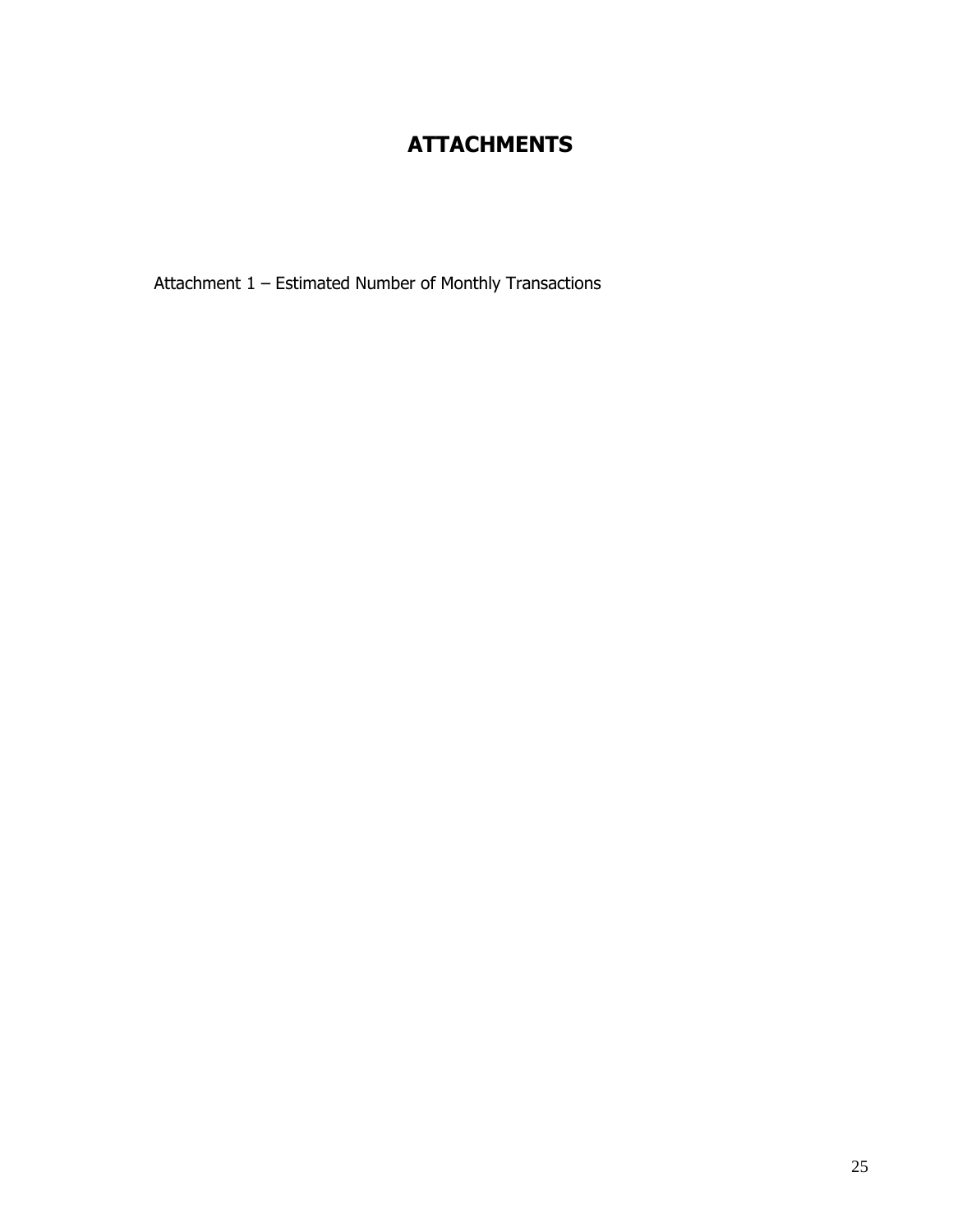# ATTACHMENTS

Attachment 1 – Estimated Number of Monthly Transactions